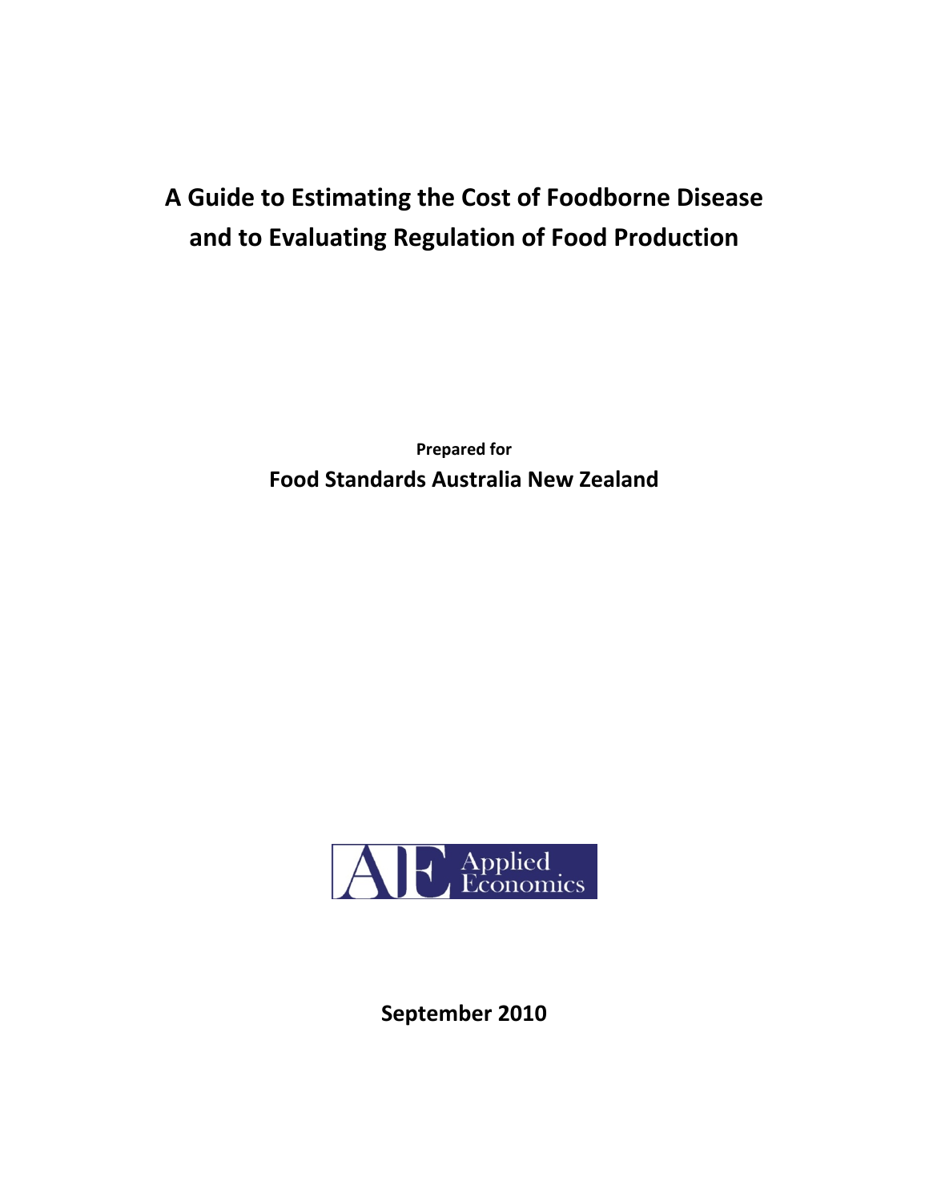# A Guide to Estimating the Cost of Foodborne Disease and to Evaluating Regulation of Food Production

**Prepared for**

**Food Standards Australia New Zealand**

Applied Economics

**September 2010**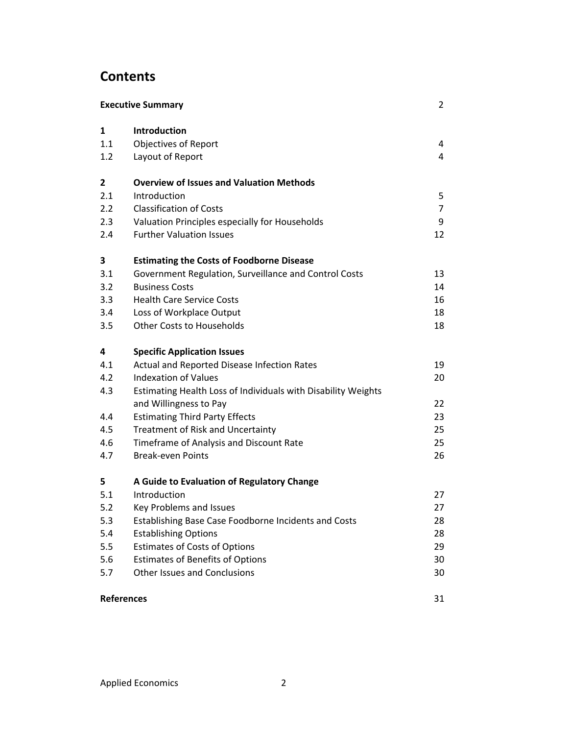# Contents

| | | |
|---|---|---|
| **Executive Summary** | | 2 |
| **1** | **Introduction** | |
| 1.1 | Objectives of Report | 4 |
| 1.2 | Layout of Report | 4 |
| **2** | **Overview of Issues and Valuation Methods** | |
| 2.1 | Introduction | 5 |
| 2.2 | Classification of Costs | 7 |
| 2.3 | Valuation Principles especially for Households | 9 |
| 2.4 | Further Valuation Issues | 12 |
| **3** | **Estimating the Costs of Foodborne Disease** | |
| 3.1 | Government Regulation, Surveillance and Control Costs | 13 |
| 3.2 | Business Costs | 14 |
| 3.3 | Health Care Service Costs | 16 |
| 3.4 | Loss of Workplace Output | 18 |
| 3.5 | Other Costs to Households | 18 |
| **4** | **Specific Application Issues** | |
| 4.1 | Actual and Reported Disease Infection Rates | 19 |
| 4.2 | Indexation of Values | 20 |
| 4.3 | Estimating Health Loss of Individuals with Disability Weights and Willingness to Pay | 22 |
| 4.4 | Estimating Third Party Effects | 23 |
| 4.5 | Treatment of Risk and Uncertainty | 25 |
| 4.6 | Timeframe of Analysis and Discount Rate | 25 |
| 4.7 | Break-even Points | 26 |
| **5** | **A Guide to Evaluation of Regulatory Change** | |
| 5.1 | Introduction | 27 |
| 5.2 | Key Problems and Issues | 27 |
| 5.3 | Establishing Base Case Foodborne Incidents and Costs | 28 |
| 5.4 | Establishing Options | 28 |
| 5.5 | Estimates of Costs of Options | 29 |
| 5.6 | Estimates of Benefits of Options | 30 |
| 5.7 | Other Issues and Conclusions | 30 |
| **References** | | 31 |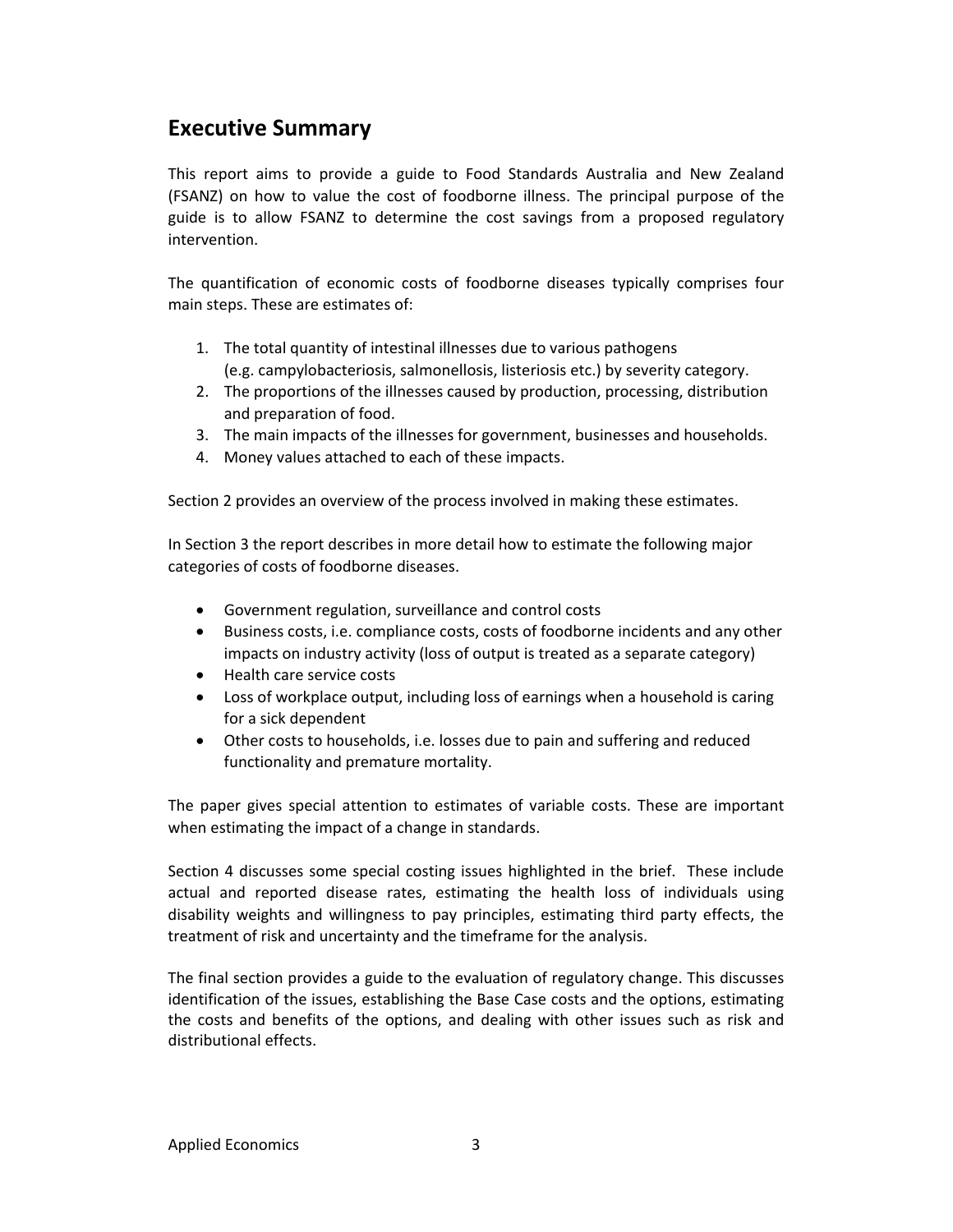## Executive Summary

This report aims to provide a guide to Food Standards Australia and New Zealand (FSANZ) on how to value the cost of foodborne illness. The principal purpose of the guide is to allow FSANZ to determine the cost savings from a proposed regulatory intervention.

The quantification of economic costs of foodborne diseases typically comprises four main steps. These are estimates of:

1. The total quantity of intestinal illnesses due to various pathogens (e.g. campylobacteriosis, salmonellosis, listeriosis etc.) by severity category.
2. The proportions of the illnesses caused by production, processing, distribution and preparation of food.
3. The main impacts of the illnesses for government, businesses and households.
4. Money values attached to each of these impacts.

Section 2 provides an overview of the process involved in making these estimates.

In Section 3 the report describes in more detail how to estimate the following major categories of costs of foodborne diseases.

- Government regulation, surveillance and control costs
- Business costs, i.e. compliance costs, costs of foodborne incidents and any other impacts on industry activity (loss of output is treated as a separate category)
- Health care service costs
- Loss of workplace output, including loss of earnings when a household is caring for a sick dependent
- Other costs to households, i.e. losses due to pain and suffering and reduced functionality and premature mortality.

The paper gives special attention to estimates of variable costs. These are important when estimating the impact of a change in standards.

Section 4 discusses some special costing issues highlighted in the brief. These include actual and reported disease rates, estimating the health loss of individuals using disability weights and willingness to pay principles, estimating third party effects, the treatment of risk and uncertainty and the timeframe for the analysis.

The final section provides a guide to the evaluation of regulatory change. This discusses identification of the issues, establishing the Base Case costs and the options, estimating the costs and benefits of the options, and dealing with other issues such as risk and distributional effects.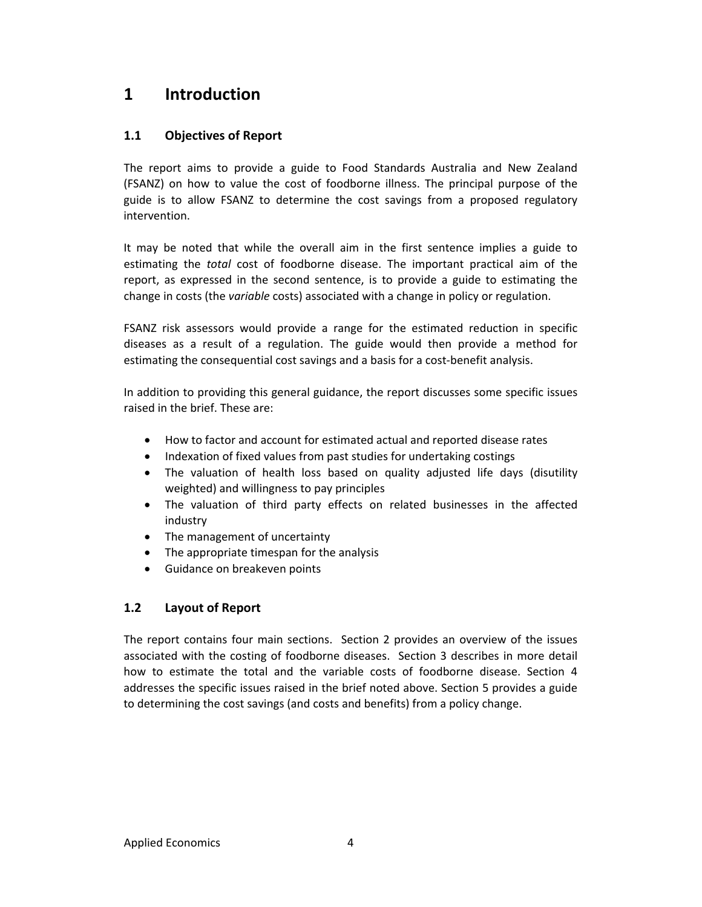# 1 Introduction

## 1.1 Objectives of Report

The report aims to provide a guide to Food Standards Australia and New Zealand (FSANZ) on how to value the cost of foodborne illness. The principal purpose of the guide is to allow FSANZ to determine the cost savings from a proposed regulatory intervention.

It may be noted that while the overall aim in the first sentence implies a guide to estimating the *total* cost of foodborne disease. The important practical aim of the report, as expressed in the second sentence, is to provide a guide to estimating the change in costs (the *variable* costs) associated with a change in policy or regulation.

FSANZ risk assessors would provide a range for the estimated reduction in specific diseases as a result of a regulation. The guide would then provide a method for estimating the consequential cost savings and a basis for a cost-benefit analysis.

In addition to providing this general guidance, the report discusses some specific issues raised in the brief. These are:

- How to factor and account for estimated actual and reported disease rates
- Indexation of fixed values from past studies for undertaking costings
- The valuation of health loss based on quality adjusted life days (disutility weighted) and willingness to pay principles
- The valuation of third party effects on related businesses in the affected industry
- The management of uncertainty
- The appropriate timespan for the analysis
- Guidance on breakeven points

## 1.2 Layout of Report

The report contains four main sections. Section 2 provides an overview of the issues associated with the costing of foodborne diseases. Section 3 describes in more detail how to estimate the total and the variable costs of foodborne disease. Section 4 addresses the specific issues raised in the brief noted above. Section 5 provides a guide to determining the cost savings (and costs and benefits) from a policy change.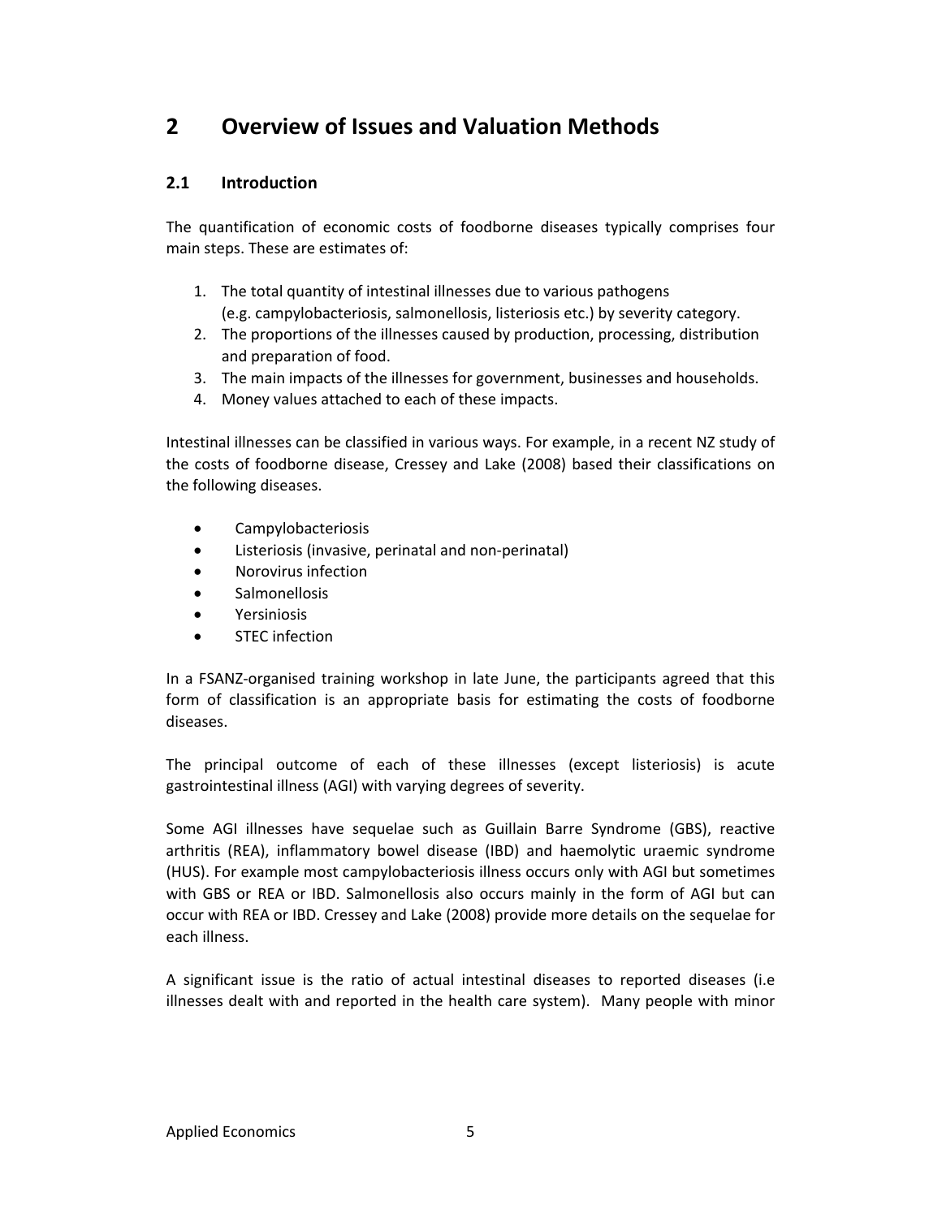# 2 Overview of Issues and Valuation Methods

## 2.1 Introduction

The quantification of economic costs of foodborne diseases typically comprises four main steps. These are estimates of:

1. The total quantity of intestinal illnesses due to various pathogens (e.g. campylobacteriosis, salmonellosis, listeriosis etc.) by severity category.
2. The proportions of the illnesses caused by production, processing, distribution and preparation of food.
3. The main impacts of the illnesses for government, businesses and households.
4. Money values attached to each of these impacts.

Intestinal illnesses can be classified in various ways. For example, in a recent NZ study of the costs of foodborne disease, Cressey and Lake (2008) based their classifications on the following diseases.

- Campylobacteriosis
- Listeriosis (invasive, perinatal and non-perinatal)
- Norovirus infection
- Salmonellosis
- Yersiniosis
- STEC infection

In a FSANZ-organised training workshop in late June, the participants agreed that this form of classification is an appropriate basis for estimating the costs of foodborne diseases.

The principal outcome of each of these illnesses (except listeriosis) is acute gastrointestinal illness (AGI) with varying degrees of severity.

Some AGI illnesses have sequelae such as Guillain Barre Syndrome (GBS), reactive arthritis (REA), inflammatory bowel disease (IBD) and haemolytic uraemic syndrome (HUS). For example most campylobacteriosis illness occurs only with AGI but sometimes with GBS or REA or IBD. Salmonellosis also occurs mainly in the form of AGI but can occur with REA or IBD. Cressey and Lake (2008) provide more details on the sequelae for each illness.

A significant issue is the ratio of actual intestinal diseases to reported diseases (i.e illnesses dealt with and reported in the health care system). Many people with minor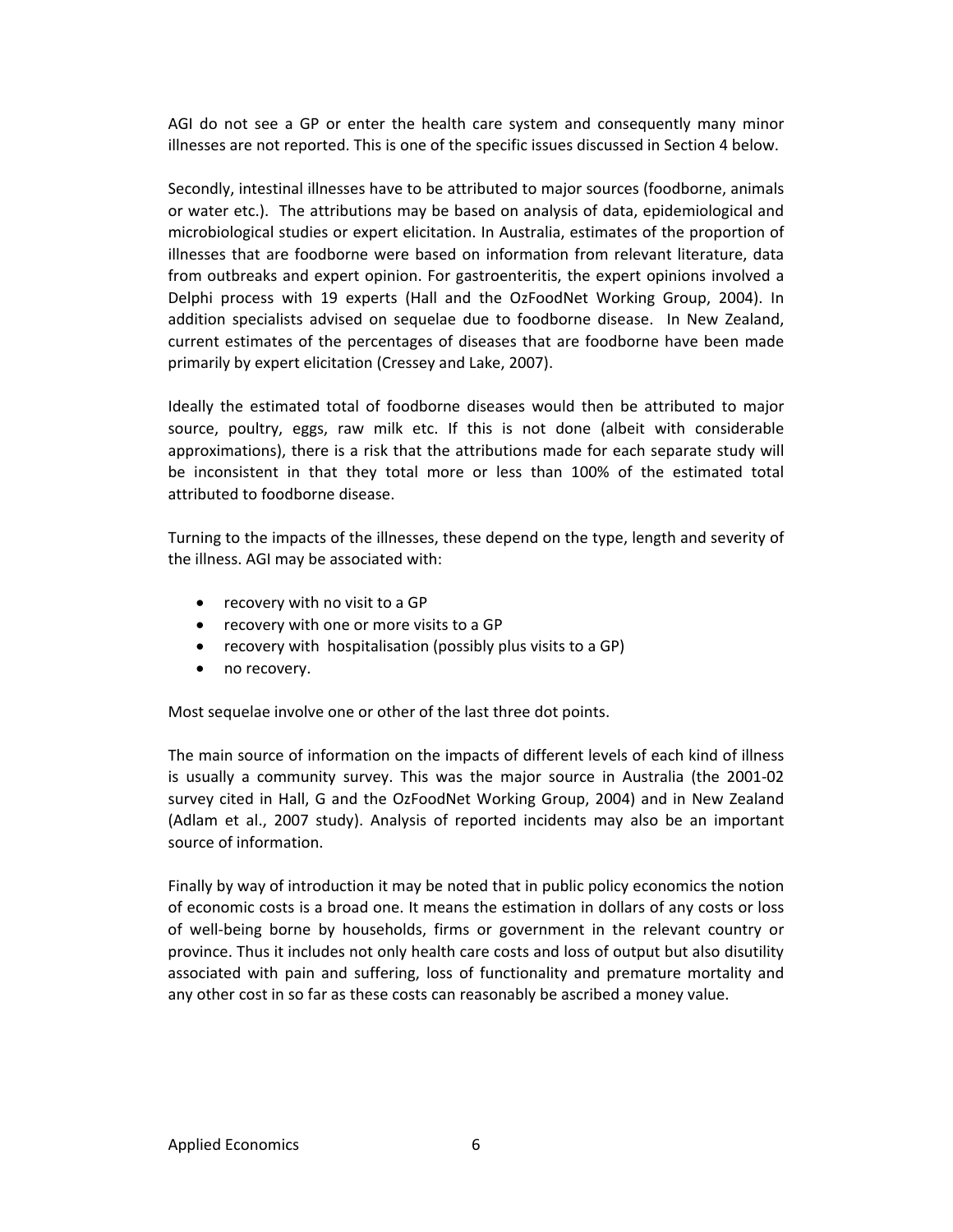AGI do not see a GP or enter the health care system and consequently many minor illnesses are not reported. This is one of the specific issues discussed in Section 4 below.

Secondly, intestinal illnesses have to be attributed to major sources (foodborne, animals or water etc.). The attributions may be based on analysis of data, epidemiological and microbiological studies or expert elicitation. In Australia, estimates of the proportion of illnesses that are foodborne were based on information from relevant literature, data from outbreaks and expert opinion. For gastroenteritis, the expert opinions involved a Delphi process with 19 experts (Hall and the OzFoodNet Working Group, 2004). In addition specialists advised on sequelae due to foodborne disease. In New Zealand, current estimates of the percentages of diseases that are foodborne have been made primarily by expert elicitation (Cressey and Lake, 2007).

Ideally the estimated total of foodborne diseases would then be attributed to major source, poultry, eggs, raw milk etc. If this is not done (albeit with considerable approximations), there is a risk that the attributions made for each separate study will be inconsistent in that they total more or less than 100% of the estimated total attributed to foodborne disease.

Turning to the impacts of the illnesses, these depend on the type, length and severity of the illness. AGI may be associated with:

- recovery with no visit to a GP
- recovery with one or more visits to a GP
- recovery with hospitalisation (possibly plus visits to a GP)
- no recovery.

Most sequelae involve one or other of the last three dot points.

The main source of information on the impacts of different levels of each kind of illness is usually a community survey. This was the major source in Australia (the 2001-02 survey cited in Hall, G and the OzFoodNet Working Group, 2004) and in New Zealand (Adlam et al., 2007 study). Analysis of reported incidents may also be an important source of information.

Finally by way of introduction it may be noted that in public policy economics the notion of economic costs is a broad one. It means the estimation in dollars of any costs or loss of well-being borne by households, firms or government in the relevant country or province. Thus it includes not only health care costs and loss of output but also disutility associated with pain and suffering, loss of functionality and premature mortality and any other cost in so far as these costs can reasonably be ascribed a money value.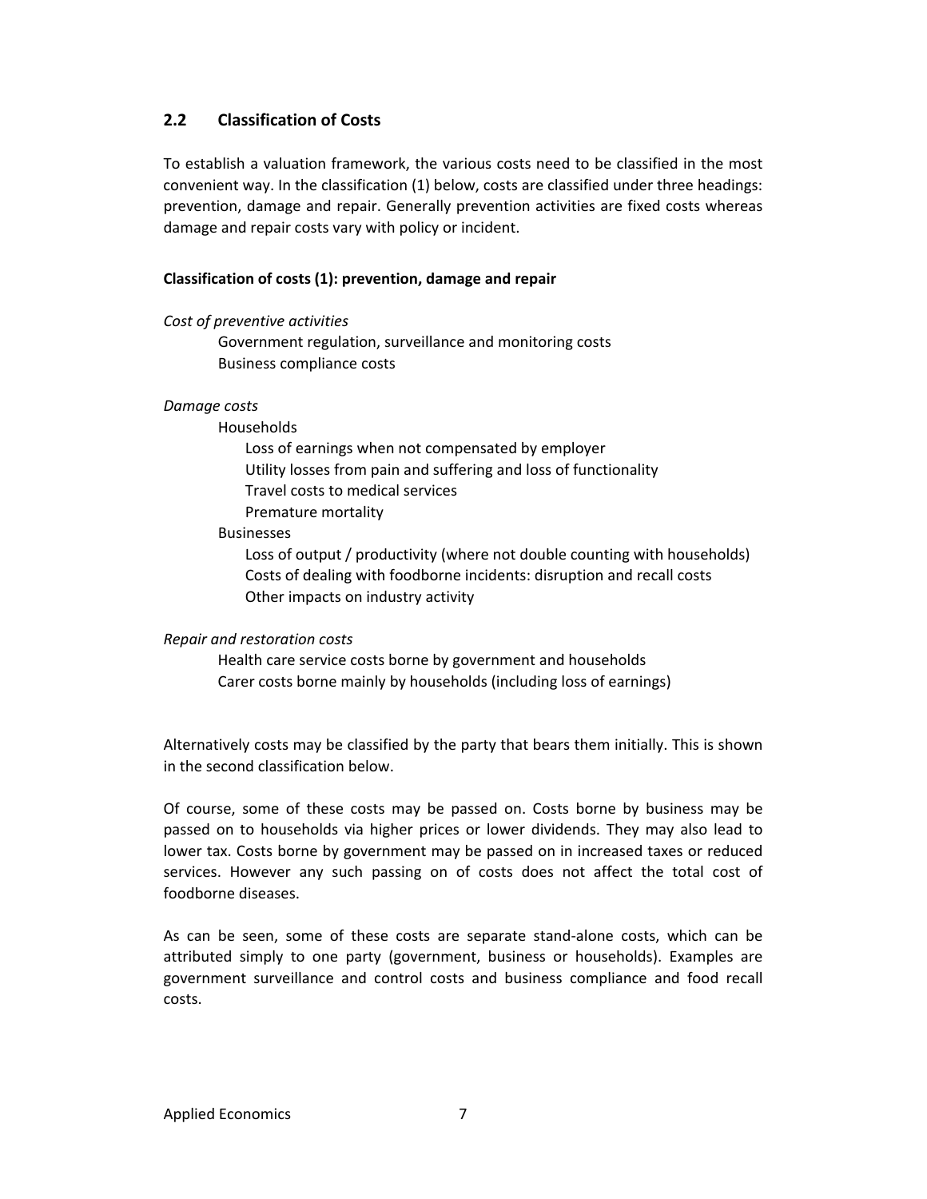## 2.2 Classification of Costs

To establish a valuation framework, the various costs need to be classified in the most convenient way. In the classification (1) below, costs are classified under three headings: prevention, damage and repair. Generally prevention activities are fixed costs whereas damage and repair costs vary with policy or incident.

**Classification of costs (1): prevention, damage and repair**

*Cost of preventive activities*

- Government regulation, surveillance and monitoring costs
- Business compliance costs

*Damage costs*

- Households
  - Loss of earnings when not compensated by employer
  - Utility losses from pain and suffering and loss of functionality
  - Travel costs to medical services
  - Premature mortality
- Businesses
  - Loss of output / productivity (where not double counting with households)
  - Costs of dealing with foodborne incidents: disruption and recall costs
  - Other impacts on industry activity

*Repair and restoration costs*

- Health care service costs borne by government and households
- Carer costs borne mainly by households (including loss of earnings)

Alternatively costs may be classified by the party that bears them initially. This is shown in the second classification below.

Of course, some of these costs may be passed on. Costs borne by business may be passed on to households via higher prices or lower dividends. They may also lead to lower tax. Costs borne by government may be passed on in increased taxes or reduced services. However any such passing on of costs does not affect the total cost of foodborne diseases.

As can be seen, some of these costs are separate stand-alone costs, which can be attributed simply to one party (government, business or households). Examples are government surveillance and control costs and business compliance and food recall costs.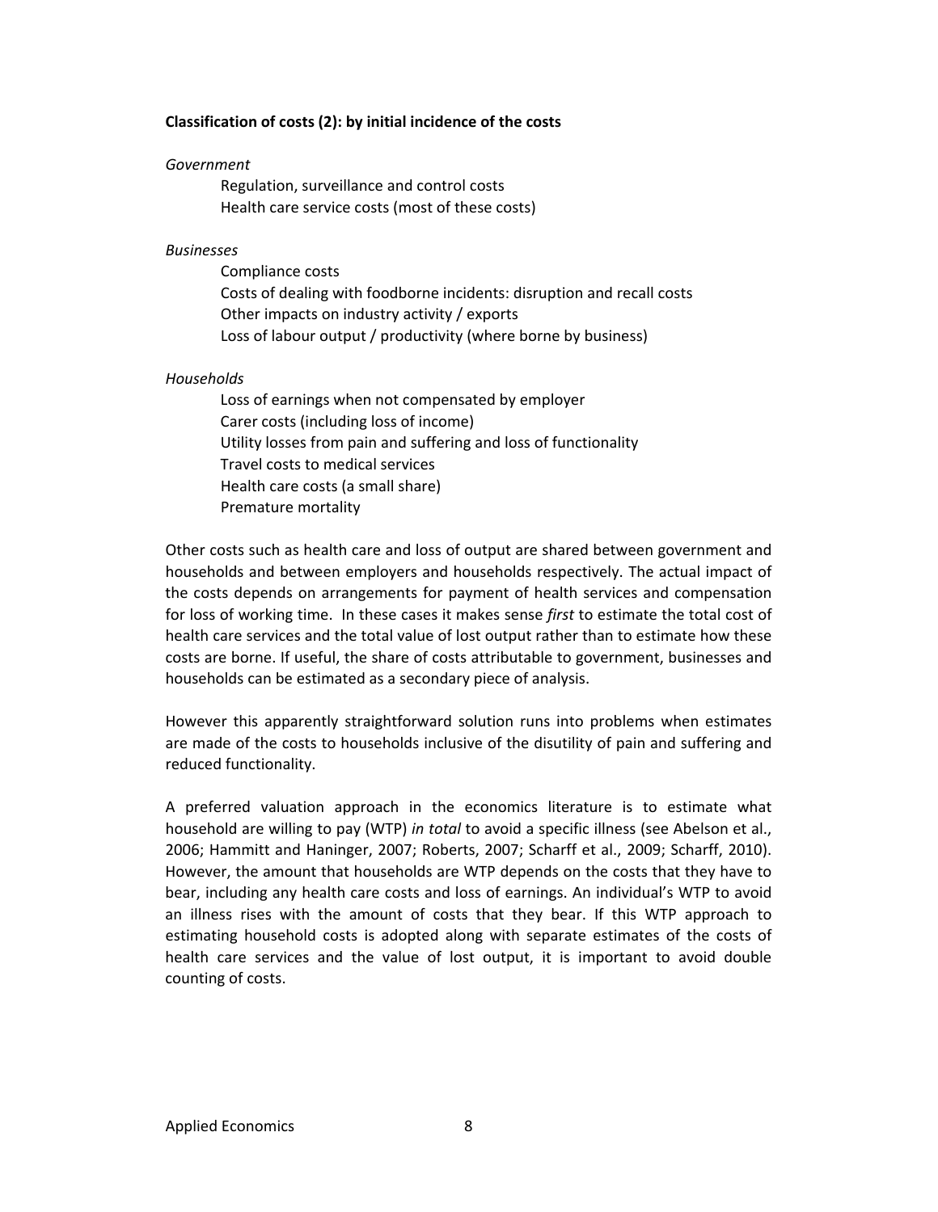**Classification of costs (2): by initial incidence of the costs**

*Government*

- Regulation, surveillance and control costs
- Health care service costs (most of these costs)

*Businesses*

- Compliance costs
- Costs of dealing with foodborne incidents: disruption and recall costs
- Other impacts on industry activity / exports
- Loss of labour output / productivity (where borne by business)

*Households*

- Loss of earnings when not compensated by employer
- Carer costs (including loss of income)
- Utility losses from pain and suffering and loss of functionality
- Travel costs to medical services
- Health care costs (a small share)
- Premature mortality

Other costs such as health care and loss of output are shared between government and households and between employers and households respectively. The actual impact of the costs depends on arrangements for payment of health services and compensation for loss of working time. In these cases it makes sense *first* to estimate the total cost of health care services and the total value of lost output rather than to estimate how these costs are borne. If useful, the share of costs attributable to government, businesses and households can be estimated as a secondary piece of analysis.

However this apparently straightforward solution runs into problems when estimates are made of the costs to households inclusive of the disutility of pain and suffering and reduced functionality.

A preferred valuation approach in the economics literature is to estimate what household are willing to pay (WTP) *in total* to avoid a specific illness (see Abelson et al., 2006; Hammitt and Haninger, 2007; Roberts, 2007; Scharff et al., 2009; Scharff, 2010). However, the amount that households are WTP depends on the costs that they have to bear, including any health care costs and loss of earnings. An individual's WTP to avoid an illness rises with the amount of costs that they bear. If this WTP approach to estimating household costs is adopted along with separate estimates of the costs of health care services and the value of lost output, it is important to avoid double counting of costs.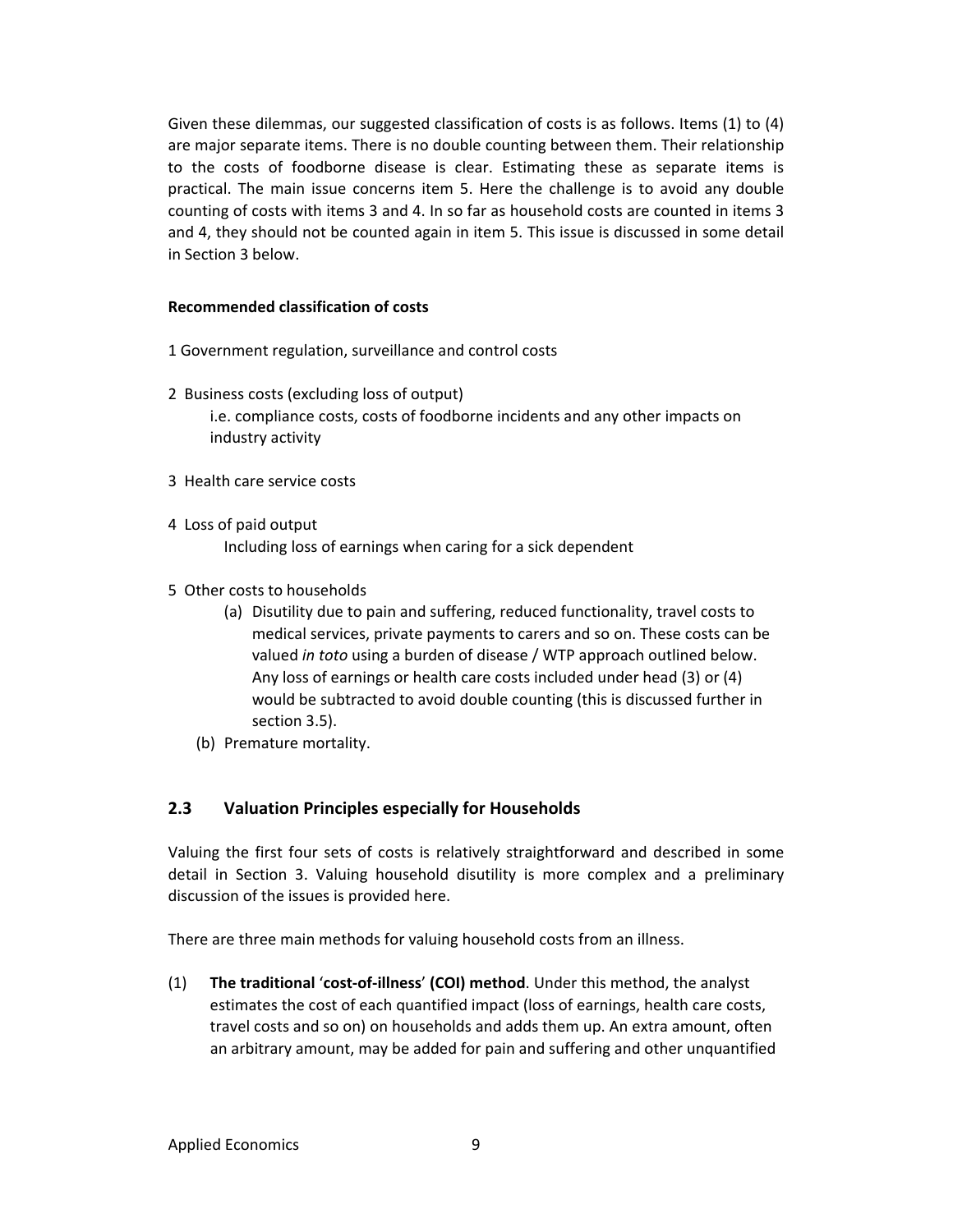Given these dilemmas, our suggested classification of costs is as follows. Items (1) to (4) are major separate items. There is no double counting between them. Their relationship to the costs of foodborne disease is clear. Estimating these as separate items is practical. The main issue concerns item 5. Here the challenge is to avoid any double counting of costs with items 3 and 4. In so far as household costs are counted in items 3 and 4, they should not be counted again in item 5. This issue is discussed in some detail in Section 3 below.

**Recommended classification of costs**

1 Government regulation, surveillance and control costs

2 Business costs (excluding loss of output)
   i.e. compliance costs, costs of foodborne incidents and any other impacts on industry activity

3 Health care service costs

4 Loss of paid output
   Including loss of earnings when caring for a sick dependent

5 Other costs to households
   (a) Disutility due to pain and suffering, reduced functionality, travel costs to medical services, private payments to carers and so on. These costs can be valued *in toto* using a burden of disease / WTP approach outlined below. Any loss of earnings or health care costs included under head (3) or (4) would be subtracted to avoid double counting (this is discussed further in section 3.5).
   (b) Premature mortality.

## 2.3 Valuation Principles especially for Households

Valuing the first four sets of costs is relatively straightforward and described in some detail in Section 3. Valuing household disutility is more complex and a preliminary discussion of the issues is provided here.

There are three main methods for valuing household costs from an illness.

(1) **The traditional 'cost-of-illness' (COI) method**. Under this method, the analyst estimates the cost of each quantified impact (loss of earnings, health care costs, travel costs and so on) on households and adds them up. An extra amount, often an arbitrary amount, may be added for pain and suffering and other unquantified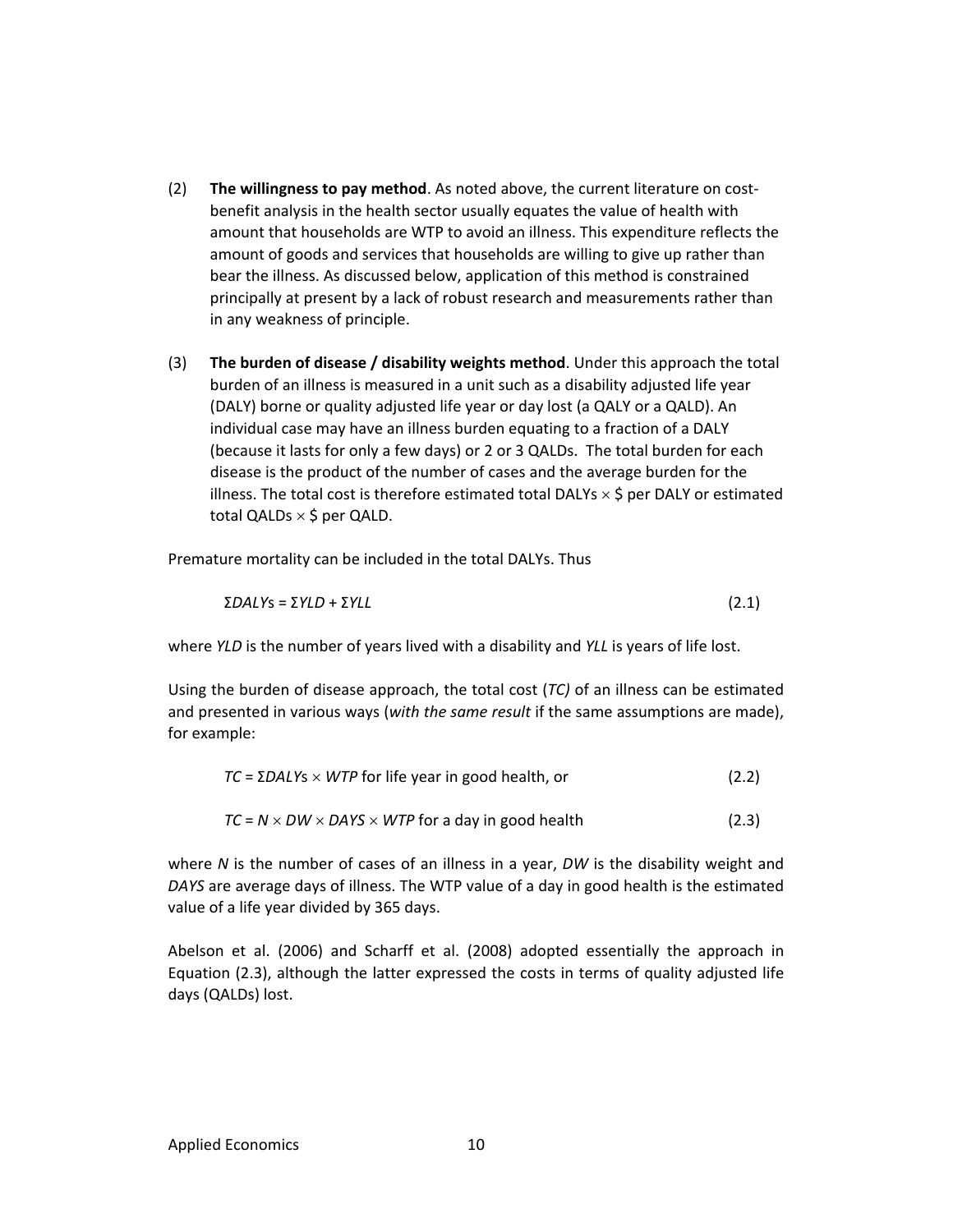(2) **The willingness to pay method**. As noted above, the current literature on cost-benefit analysis in the health sector usually equates the value of health with amount that households are WTP to avoid an illness. This expenditure reflects the amount of goods and services that households are willing to give up rather than bear the illness. As discussed below, application of this method is constrained principally at present by a lack of robust research and measurements rather than in any weakness of principle.

(3) **The burden of disease / disability weights method**. Under this approach the total burden of an illness is measured in a unit such as a disability adjusted life year (DALY) borne or quality adjusted life year or day lost (a QALY or a QALD). An individual case may have an illness burden equating to a fraction of a DALY (because it lasts for only a few days) or 2 or 3 QALDs. The total burden for each disease is the product of the number of cases and the average burden for the illness. The total cost is therefore estimated total DALYs × $ per DALY or estimated total QALDs × $ per QALD.

Premature mortality can be included in the total DALYs. Thus

$$\Sigma DALYs = \Sigma YLD + \Sigma YLL \qquad (2.1)$$

where *YLD* is the number of years lived with a disability and *YLL* is years of life lost.

Using the burden of disease approach, the total cost (*TC)* of an illness can be estimated and presented in various ways (*with the same result* if the same assumptions are made), for example:

$$TC = \Sigma DALYs \times WTP \text{ for life year in good health, or} \qquad (2.2)$$

$$TC = N \times DW \times DAYS \times WTP \text{ for a day in good health} \qquad (2.3)$$

where *N* is the number of cases of an illness in a year, *DW* is the disability weight and *DAYS* are average days of illness. The WTP value of a day in good health is the estimated value of a life year divided by 365 days.

Abelson et al. (2006) and Scharff et al. (2008) adopted essentially the approach in Equation (2.3), although the latter expressed the costs in terms of quality adjusted life days (QALDs) lost.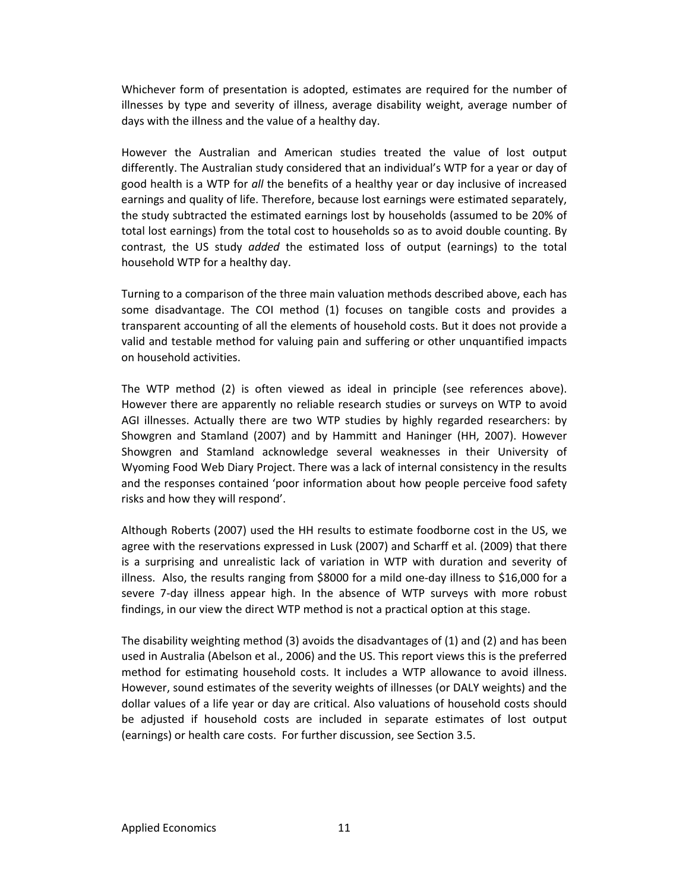Whichever form of presentation is adopted, estimates are required for the number of illnesses by type and severity of illness, average disability weight, average number of days with the illness and the value of a healthy day.

However the Australian and American studies treated the value of lost output differently. The Australian study considered that an individual's WTP for a year or day of good health is a WTP for *all* the benefits of a healthy year or day inclusive of increased earnings and quality of life. Therefore, because lost earnings were estimated separately, the study subtracted the estimated earnings lost by households (assumed to be 20% of total lost earnings) from the total cost to households so as to avoid double counting. By contrast, the US study *added* the estimated loss of output (earnings) to the total household WTP for a healthy day.

Turning to a comparison of the three main valuation methods described above, each has some disadvantage. The COI method (1) focuses on tangible costs and provides a transparent accounting of all the elements of household costs. But it does not provide a valid and testable method for valuing pain and suffering or other unquantified impacts on household activities.

The WTP method (2) is often viewed as ideal in principle (see references above). However there are apparently no reliable research studies or surveys on WTP to avoid AGI illnesses. Actually there are two WTP studies by highly regarded researchers: by Showgren and Stamland (2007) and by Hammitt and Haninger (HH, 2007). However Showgren and Stamland acknowledge several weaknesses in their University of Wyoming Food Web Diary Project. There was a lack of internal consistency in the results and the responses contained 'poor information about how people perceive food safety risks and how they will respond'.

Although Roberts (2007) used the HH results to estimate foodborne cost in the US, we agree with the reservations expressed in Lusk (2007) and Scharff et al. (2009) that there is a surprising and unrealistic lack of variation in WTP with duration and severity of illness. Also, the results ranging from $8000 for a mild one-day illness to $16,000 for a severe 7-day illness appear high. In the absence of WTP surveys with more robust findings, in our view the direct WTP method is not a practical option at this stage.

The disability weighting method (3) avoids the disadvantages of (1) and (2) and has been used in Australia (Abelson et al., 2006) and the US. This report views this is the preferred method for estimating household costs. It includes a WTP allowance to avoid illness. However, sound estimates of the severity weights of illnesses (or DALY weights) and the dollar values of a life year or day are critical. Also valuations of household costs should be adjusted if household costs are included in separate estimates of lost output (earnings) or health care costs. For further discussion, see Section 3.5.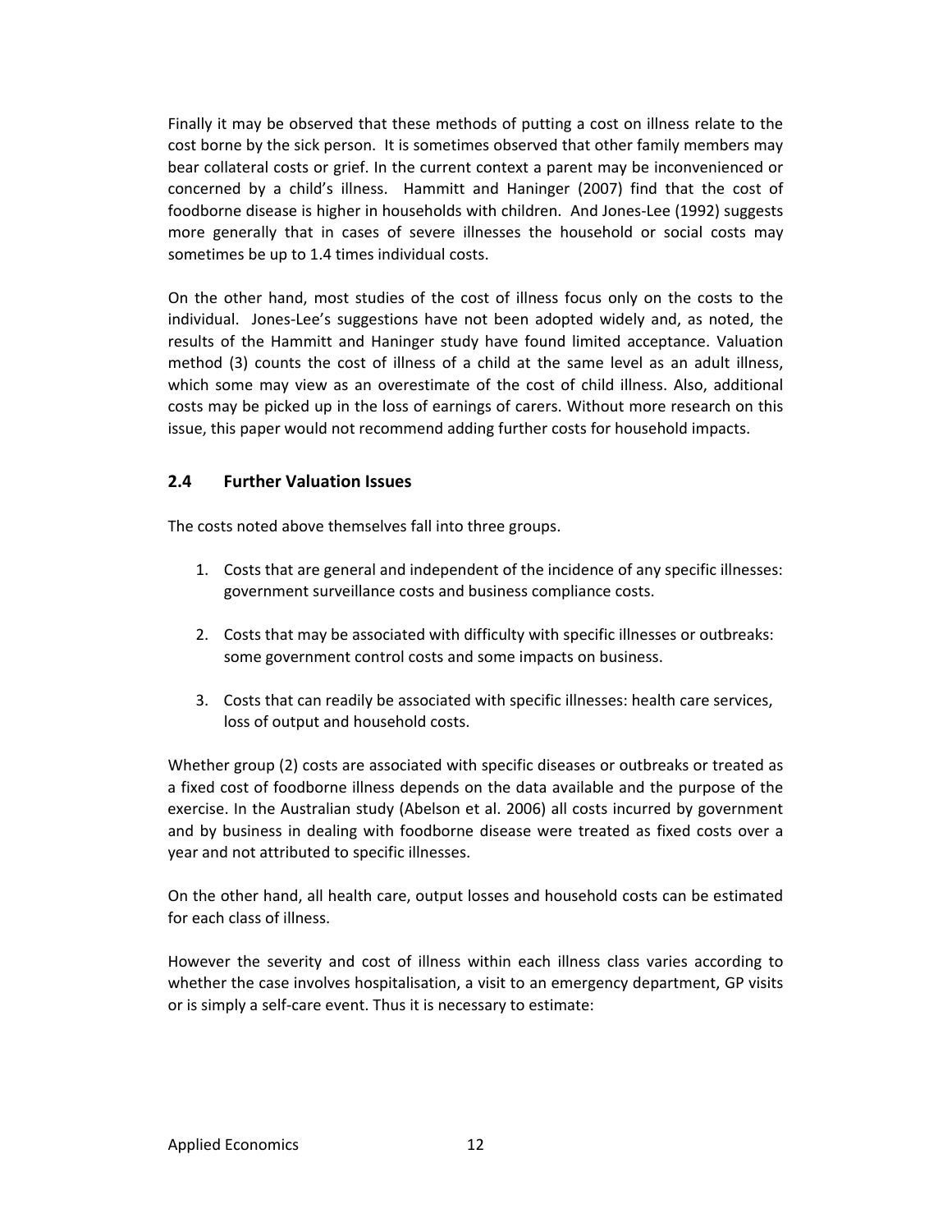Finally it may be observed that these methods of putting a cost on illness relate to the cost borne by the sick person. It is sometimes observed that other family members may bear collateral costs or grief. In the current context a parent may be inconvenienced or concerned by a child's illness. Hammitt and Haninger (2007) find that the cost of foodborne disease is higher in households with children. And Jones-Lee (1992) suggests more generally that in cases of severe illnesses the household or social costs may sometimes be up to 1.4 times individual costs.

On the other hand, most studies of the cost of illness focus only on the costs to the individual. Jones-Lee's suggestions have not been adopted widely and, as noted, the results of the Hammitt and Haninger study have found limited acceptance. Valuation method (3) counts the cost of illness of a child at the same level as an adult illness, which some may view as an overestimate of the cost of child illness. Also, additional costs may be picked up in the loss of earnings of carers. Without more research on this issue, this paper would not recommend adding further costs for household impacts.

## 2.4 Further Valuation Issues

The costs noted above themselves fall into three groups.

1. Costs that are general and independent of the incidence of any specific illnesses: government surveillance costs and business compliance costs.

2. Costs that may be associated with difficulty with specific illnesses or outbreaks: some government control costs and some impacts on business.

3. Costs that can readily be associated with specific illnesses: health care services, loss of output and household costs.

Whether group (2) costs are associated with specific diseases or outbreaks or treated as a fixed cost of foodborne illness depends on the data available and the purpose of the exercise. In the Australian study (Abelson et al. 2006) all costs incurred by government and by business in dealing with foodborne disease were treated as fixed costs over a year and not attributed to specific illnesses.

On the other hand, all health care, output losses and household costs can be estimated for each class of illness.

However the severity and cost of illness within each illness class varies according to whether the case involves hospitalisation, a visit to an emergency department, GP visits or is simply a self-care event. Thus it is necessary to estimate: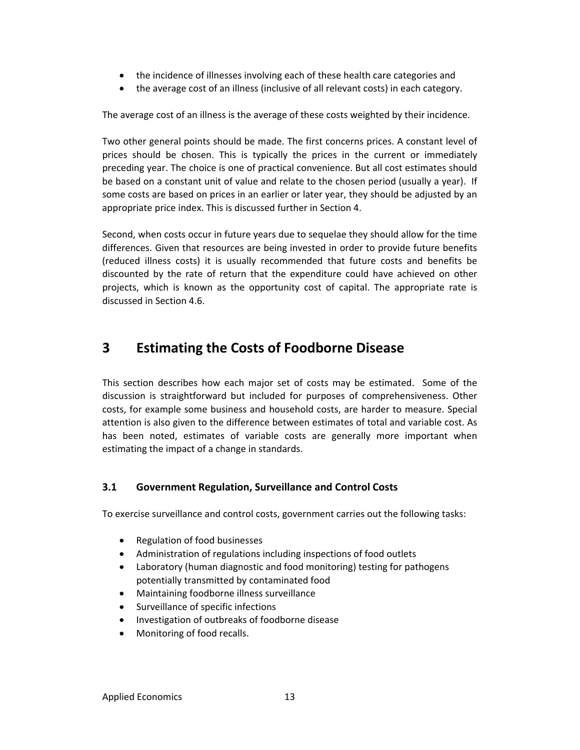- the incidence of illnesses involving each of these health care categories and
- the average cost of an illness (inclusive of all relevant costs) in each category.

The average cost of an illness is the average of these costs weighted by their incidence.

Two other general points should be made. The first concerns prices. A constant level of prices should be chosen. This is typically the prices in the current or immediately preceding year. The choice is one of practical convenience. But all cost estimates should be based on a constant unit of value and relate to the chosen period (usually a year). If some costs are based on prices in an earlier or later year, they should be adjusted by an appropriate price index. This is discussed further in Section 4.

Second, when costs occur in future years due to sequelae they should allow for the time differences. Given that resources are being invested in order to provide future benefits (reduced illness costs) it is usually recommended that future costs and benefits be discounted by the rate of return that the expenditure could have achieved on other projects, which is known as the opportunity cost of capital. The appropriate rate is discussed in Section 4.6.

# 3 Estimating the Costs of Foodborne Disease

This section describes how each major set of costs may be estimated. Some of the discussion is straightforward but included for purposes of comprehensiveness. Other costs, for example some business and household costs, are harder to measure. Special attention is also given to the difference between estimates of total and variable cost. As has been noted, estimates of variable costs are generally more important when estimating the impact of a change in standards.

## 3.1 Government Regulation, Surveillance and Control Costs

To exercise surveillance and control costs, government carries out the following tasks:

- Regulation of food businesses
- Administration of regulations including inspections of food outlets
- Laboratory (human diagnostic and food monitoring) testing for pathogens potentially transmitted by contaminated food
- Maintaining foodborne illness surveillance
- Surveillance of specific infections
- Investigation of outbreaks of foodborne disease
- Monitoring of food recalls.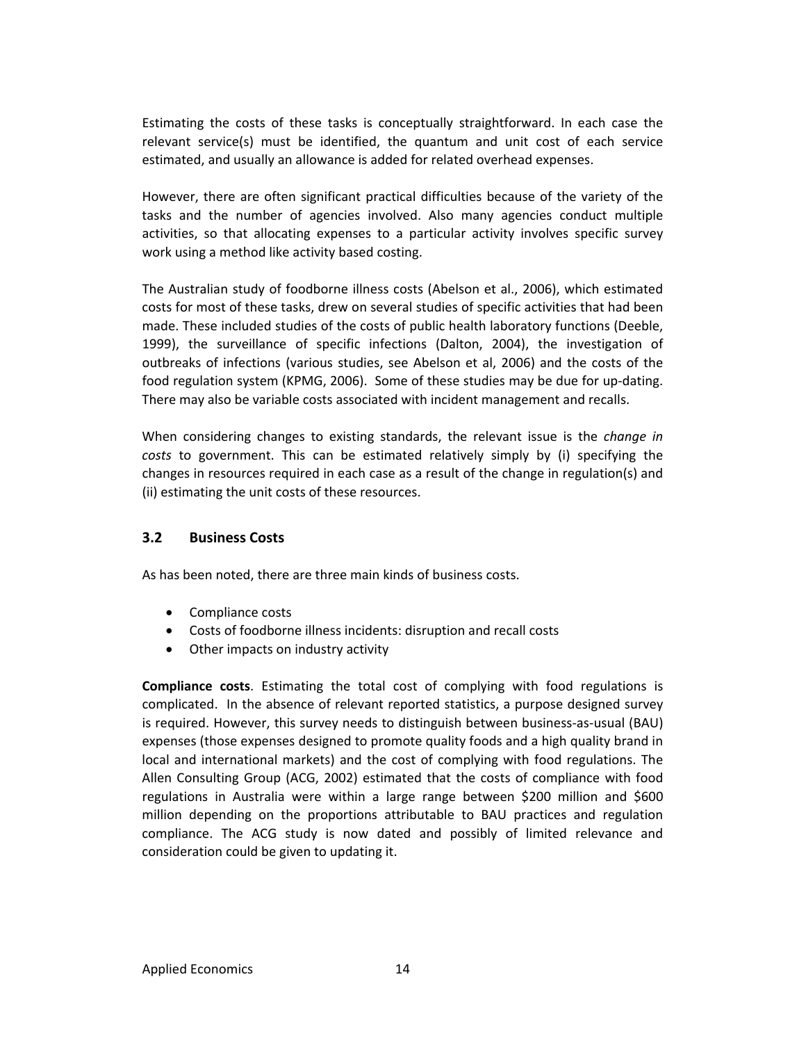Estimating the costs of these tasks is conceptually straightforward. In each case the relevant service(s) must be identified, the quantum and unit cost of each service estimated, and usually an allowance is added for related overhead expenses.

However, there are often significant practical difficulties because of the variety of the tasks and the number of agencies involved. Also many agencies conduct multiple activities, so that allocating expenses to a particular activity involves specific survey work using a method like activity based costing.

The Australian study of foodborne illness costs (Abelson et al., 2006), which estimated costs for most of these tasks, drew on several studies of specific activities that had been made. These included studies of the costs of public health laboratory functions (Deeble, 1999), the surveillance of specific infections (Dalton, 2004), the investigation of outbreaks of infections (various studies, see Abelson et al, 2006) and the costs of the food regulation system (KPMG, 2006). Some of these studies may be due for up-dating. There may also be variable costs associated with incident management and recalls.

When considering changes to existing standards, the relevant issue is the *change in costs* to government. This can be estimated relatively simply by (i) specifying the changes in resources required in each case as a result of the change in regulation(s) and (ii) estimating the unit costs of these resources.

## 3.2 Business Costs

As has been noted, there are three main kinds of business costs.

- Compliance costs
- Costs of foodborne illness incidents: disruption and recall costs
- Other impacts on industry activity

**Compliance costs**. Estimating the total cost of complying with food regulations is complicated. In the absence of relevant reported statistics, a purpose designed survey is required. However, this survey needs to distinguish between business-as-usual (BAU) expenses (those expenses designed to promote quality foods and a high quality brand in local and international markets) and the cost of complying with food regulations. The Allen Consulting Group (ACG, 2002) estimated that the costs of compliance with food regulations in Australia were within a large range between $200 million and $600 million depending on the proportions attributable to BAU practices and regulation compliance. The ACG study is now dated and possibly of limited relevance and consideration could be given to updating it.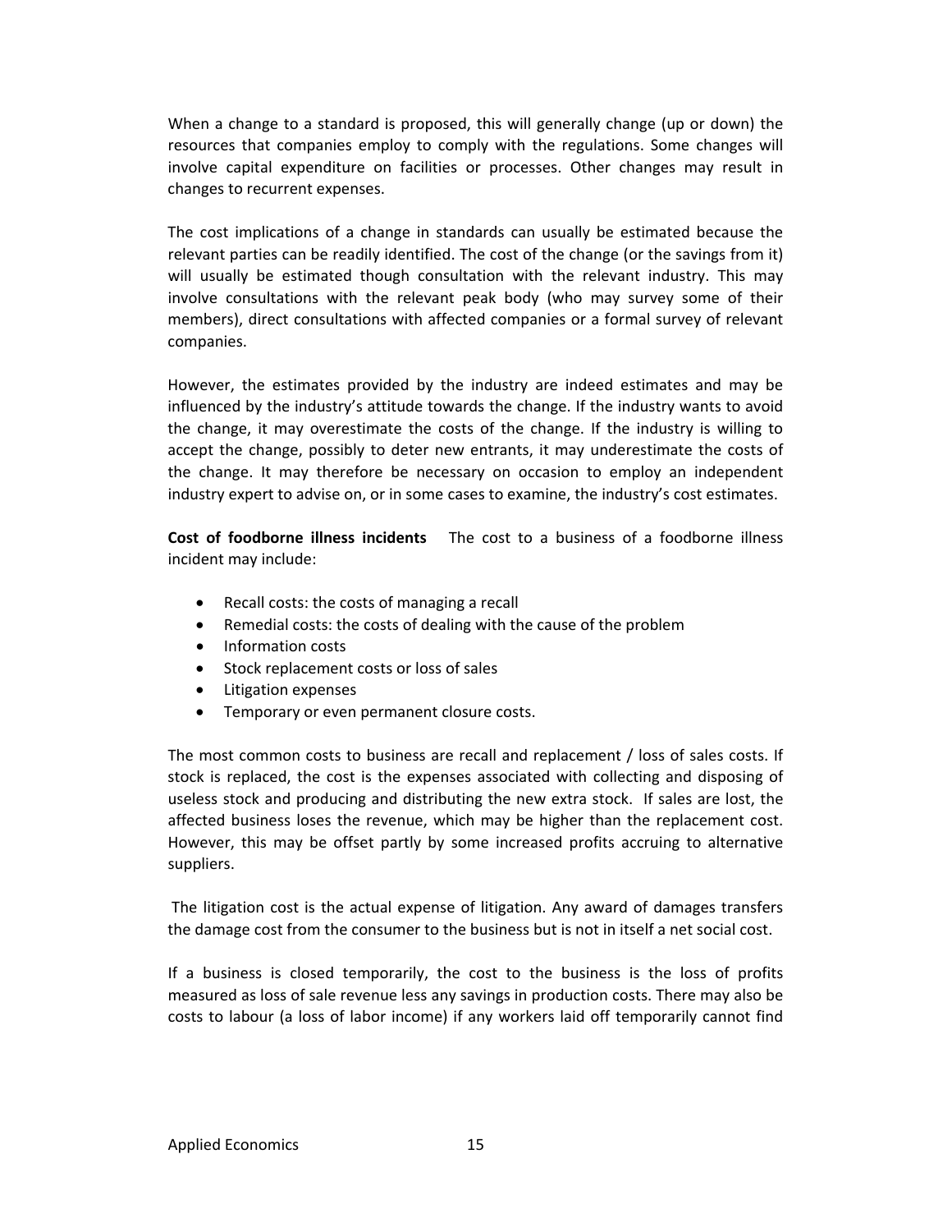When a change to a standard is proposed, this will generally change (up or down) the resources that companies employ to comply with the regulations. Some changes will involve capital expenditure on facilities or processes. Other changes may result in changes to recurrent expenses.

The cost implications of a change in standards can usually be estimated because the relevant parties can be readily identified. The cost of the change (or the savings from it) will usually be estimated though consultation with the relevant industry. This may involve consultations with the relevant peak body (who may survey some of their members), direct consultations with affected companies or a formal survey of relevant companies.

However, the estimates provided by the industry are indeed estimates and may be influenced by the industry's attitude towards the change. If the industry wants to avoid the change, it may overestimate the costs of the change. If the industry is willing to accept the change, possibly to deter new entrants, it may underestimate the costs of the change. It may therefore be necessary on occasion to employ an independent industry expert to advise on, or in some cases to examine, the industry's cost estimates.

**Cost of foodborne illness incidents** The cost to a business of a foodborne illness incident may include:

- Recall costs: the costs of managing a recall
- Remedial costs: the costs of dealing with the cause of the problem
- Information costs
- Stock replacement costs or loss of sales
- Litigation expenses
- Temporary or even permanent closure costs.

The most common costs to business are recall and replacement / loss of sales costs. If stock is replaced, the cost is the expenses associated with collecting and disposing of useless stock and producing and distributing the new extra stock. If sales are lost, the affected business loses the revenue, which may be higher than the replacement cost. However, this may be offset partly by some increased profits accruing to alternative suppliers.

The litigation cost is the actual expense of litigation. Any award of damages transfers the damage cost from the consumer to the business but is not in itself a net social cost.

If a business is closed temporarily, the cost to the business is the loss of profits measured as loss of sale revenue less any savings in production costs. There may also be costs to labour (a loss of labor income) if any workers laid off temporarily cannot find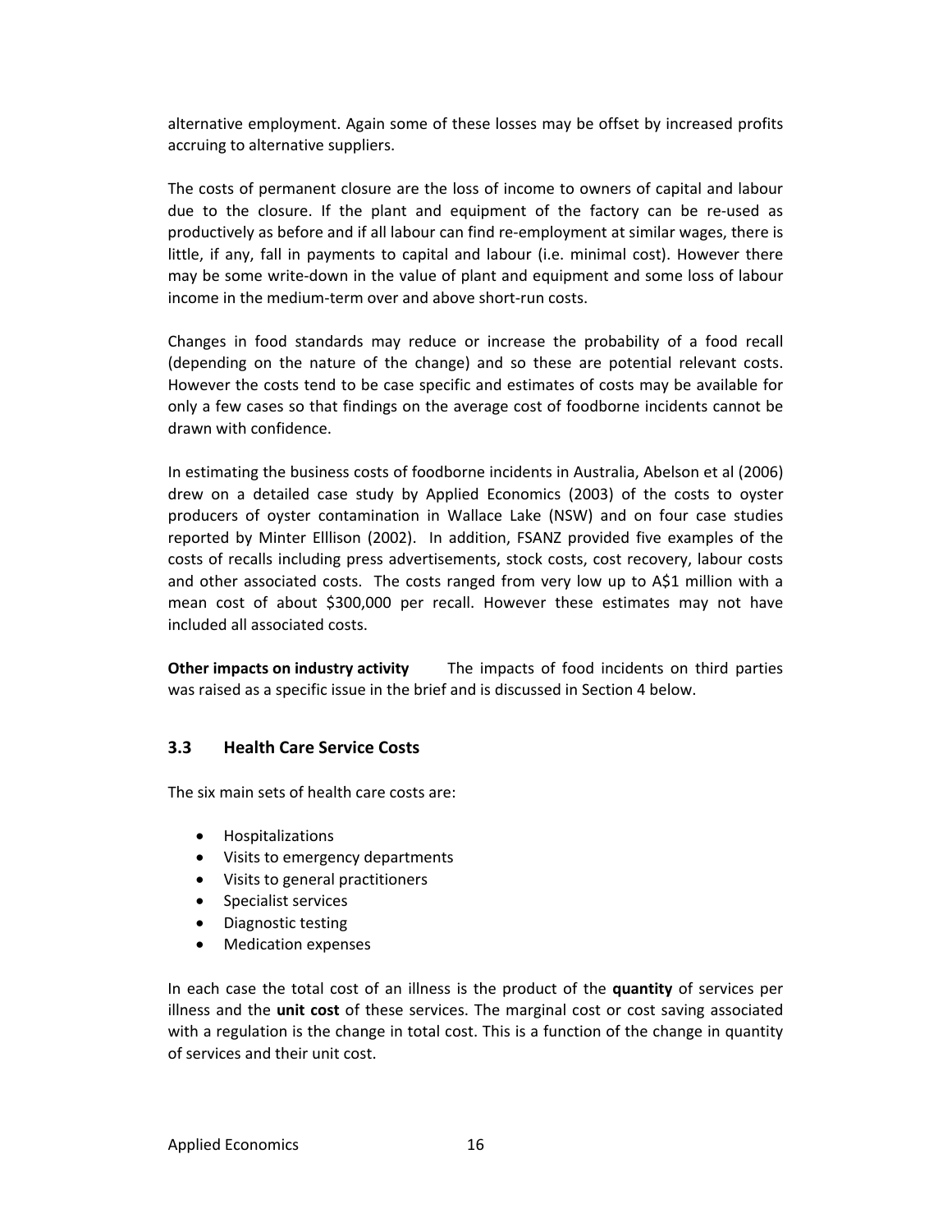alternative employment. Again some of these losses may be offset by increased profits accruing to alternative suppliers.

The costs of permanent closure are the loss of income to owners of capital and labour due to the closure. If the plant and equipment of the factory can be re-used as productively as before and if all labour can find re-employment at similar wages, there is little, if any, fall in payments to capital and labour (i.e. minimal cost). However there may be some write-down in the value of plant and equipment and some loss of labour income in the medium-term over and above short-run costs.

Changes in food standards may reduce or increase the probability of a food recall (depending on the nature of the change) and so these are potential relevant costs. However the costs tend to be case specific and estimates of costs may be available for only a few cases so that findings on the average cost of foodborne incidents cannot be drawn with confidence.

In estimating the business costs of foodborne incidents in Australia, Abelson et al (2006) drew on a detailed case study by Applied Economics (2003) of the costs to oyster producers of oyster contamination in Wallace Lake (NSW) and on four case studies reported by Minter Elllison (2002). In addition, FSANZ provided five examples of the costs of recalls including press advertisements, stock costs, cost recovery, labour costs and other associated costs. The costs ranged from very low up to A$1 million with a mean cost of about $300,000 per recall. However these estimates may not have included all associated costs.

**Other impacts on industry activity** The impacts of food incidents on third parties was raised as a specific issue in the brief and is discussed in Section 4 below.

### 3.3 Health Care Service Costs

The six main sets of health care costs are:

- Hospitalizations
- Visits to emergency departments
- Visits to general practitioners
- Specialist services
- Diagnostic testing
- Medication expenses

In each case the total cost of an illness is the product of the **quantity** of services per illness and the **unit cost** of these services. The marginal cost or cost saving associated with a regulation is the change in total cost. This is a function of the change in quantity of services and their unit cost.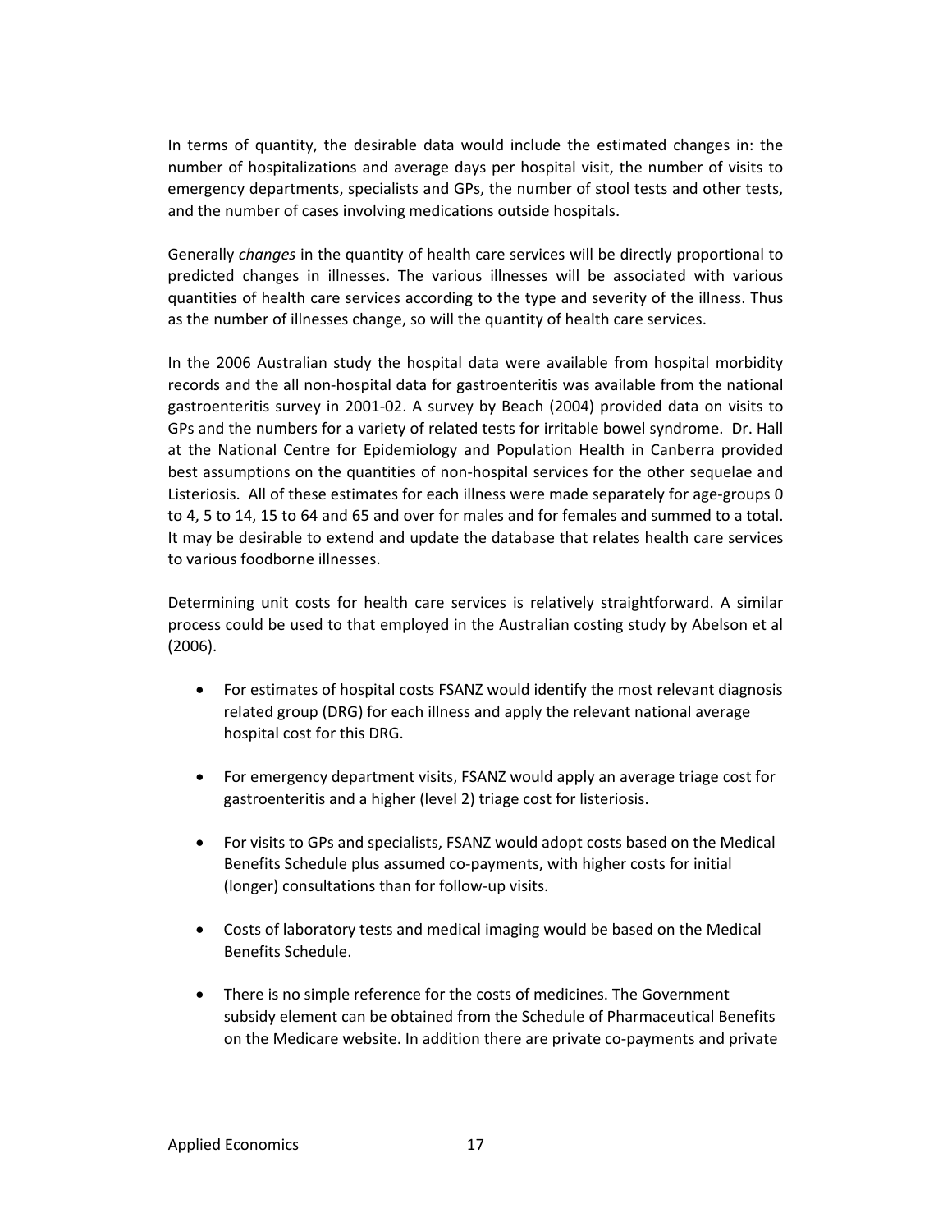In terms of quantity, the desirable data would include the estimated changes in: the number of hospitalizations and average days per hospital visit, the number of visits to emergency departments, specialists and GPs, the number of stool tests and other tests, and the number of cases involving medications outside hospitals.

Generally *changes* in the quantity of health care services will be directly proportional to predicted changes in illnesses. The various illnesses will be associated with various quantities of health care services according to the type and severity of the illness. Thus as the number of illnesses change, so will the quantity of health care services.

In the 2006 Australian study the hospital data were available from hospital morbidity records and the all non-hospital data for gastroenteritis was available from the national gastroenteritis survey in 2001-02. A survey by Beach (2004) provided data on visits to GPs and the numbers for a variety of related tests for irritable bowel syndrome. Dr. Hall at the National Centre for Epidemiology and Population Health in Canberra provided best assumptions on the quantities of non-hospital services for the other sequelae and Listeriosis. All of these estimates for each illness were made separately for age-groups 0 to 4, 5 to 14, 15 to 64 and 65 and over for males and for females and summed to a total. It may be desirable to extend and update the database that relates health care services to various foodborne illnesses.

Determining unit costs for health care services is relatively straightforward. A similar process could be used to that employed in the Australian costing study by Abelson et al (2006).

- For estimates of hospital costs FSANZ would identify the most relevant diagnosis related group (DRG) for each illness and apply the relevant national average hospital cost for this DRG.

- For emergency department visits, FSANZ would apply an average triage cost for gastroenteritis and a higher (level 2) triage cost for listeriosis.

- For visits to GPs and specialists, FSANZ would adopt costs based on the Medical Benefits Schedule plus assumed co-payments, with higher costs for initial (longer) consultations than for follow-up visits.

- Costs of laboratory tests and medical imaging would be based on the Medical Benefits Schedule.

- There is no simple reference for the costs of medicines. The Government subsidy element can be obtained from the Schedule of Pharmaceutical Benefits on the Medicare website. In addition there are private co-payments and private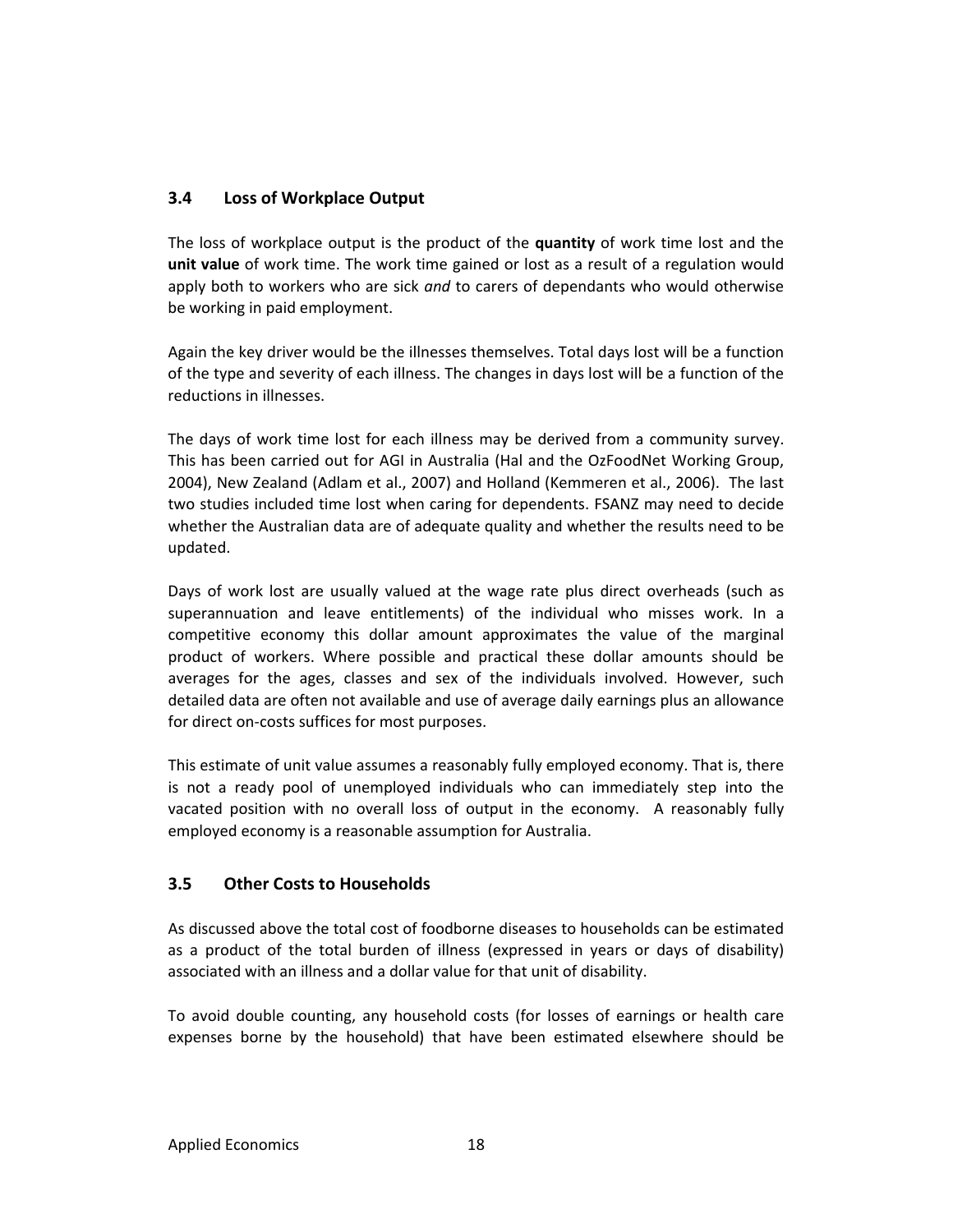## 3.4 Loss of Workplace Output

The loss of workplace output is the product of the **quantity** of work time lost and the **unit value** of work time. The work time gained or lost as a result of a regulation would apply both to workers who are sick *and* to carers of dependants who would otherwise be working in paid employment.

Again the key driver would be the illnesses themselves. Total days lost will be a function of the type and severity of each illness. The changes in days lost will be a function of the reductions in illnesses.

The days of work time lost for each illness may be derived from a community survey. This has been carried out for AGI in Australia (Hal and the OzFoodNet Working Group, 2004), New Zealand (Adlam et al., 2007) and Holland (Kemmeren et al., 2006). The last two studies included time lost when caring for dependents. FSANZ may need to decide whether the Australian data are of adequate quality and whether the results need to be updated.

Days of work lost are usually valued at the wage rate plus direct overheads (such as superannuation and leave entitlements) of the individual who misses work. In a competitive economy this dollar amount approximates the value of the marginal product of workers. Where possible and practical these dollar amounts should be averages for the ages, classes and sex of the individuals involved. However, such detailed data are often not available and use of average daily earnings plus an allowance for direct on-costs suffices for most purposes.

This estimate of unit value assumes a reasonably fully employed economy. That is, there is not a ready pool of unemployed individuals who can immediately step into the vacated position with no overall loss of output in the economy. A reasonably fully employed economy is a reasonable assumption for Australia.

## 3.5 Other Costs to Households

As discussed above the total cost of foodborne diseases to households can be estimated as a product of the total burden of illness (expressed in years or days of disability) associated with an illness and a dollar value for that unit of disability.

To avoid double counting, any household costs (for losses of earnings or health care expenses borne by the household) that have been estimated elsewhere should be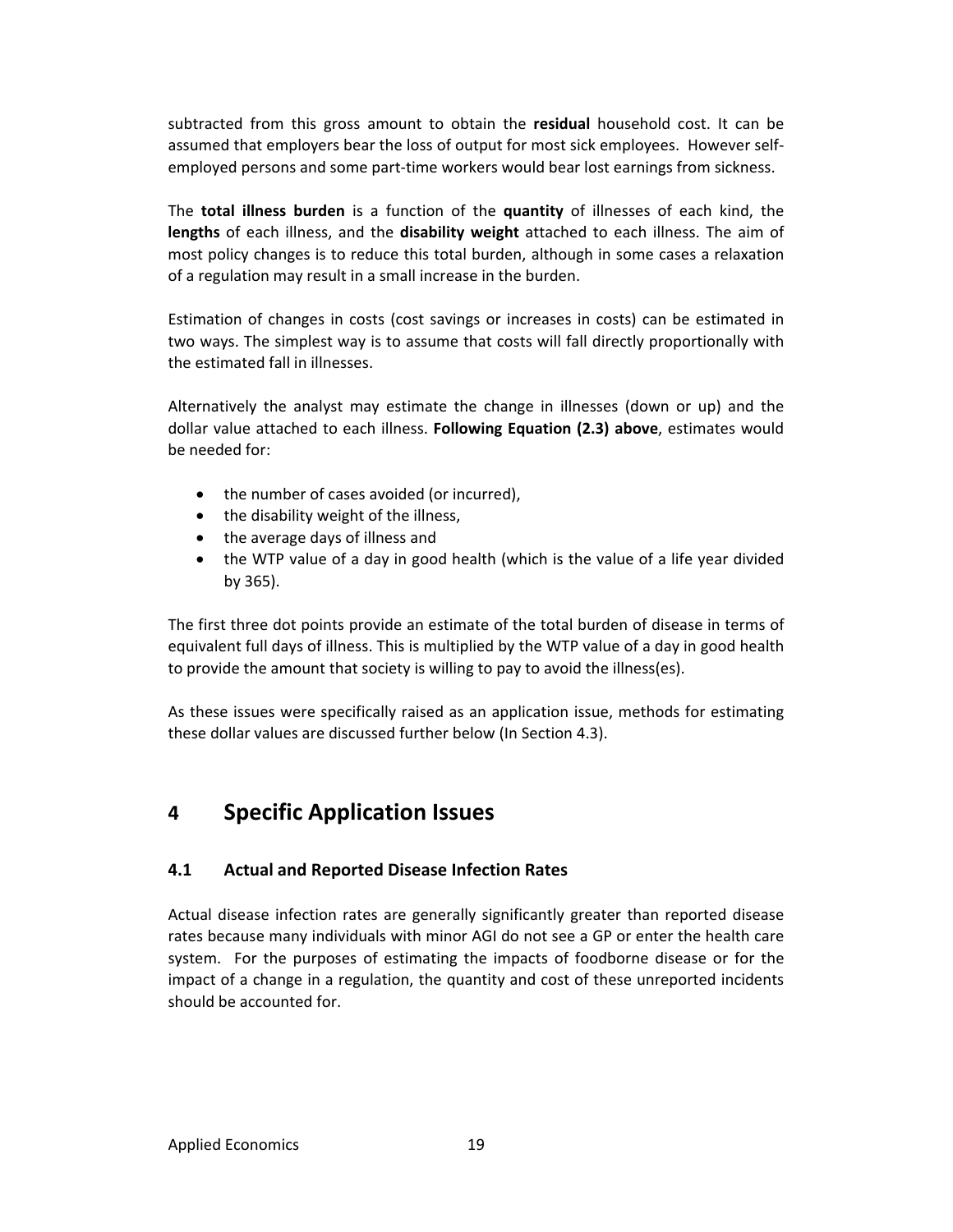subtracted from this gross amount to obtain the **residual** household cost. It can be assumed that employers bear the loss of output for most sick employees. However self-employed persons and some part-time workers would bear lost earnings from sickness.

The **total illness burden** is a function of the **quantity** of illnesses of each kind, the **lengths** of each illness, and the **disability weight** attached to each illness. The aim of most policy changes is to reduce this total burden, although in some cases a relaxation of a regulation may result in a small increase in the burden.

Estimation of changes in costs (cost savings or increases in costs) can be estimated in two ways. The simplest way is to assume that costs will fall directly proportionally with the estimated fall in illnesses.

Alternatively the analyst may estimate the change in illnesses (down or up) and the dollar value attached to each illness. **Following Equation (2.3) above**, estimates would be needed for:

- the number of cases avoided (or incurred),
- the disability weight of the illness,
- the average days of illness and
- the WTP value of a day in good health (which is the value of a life year divided by 365).

The first three dot points provide an estimate of the total burden of disease in terms of equivalent full days of illness. This is multiplied by the WTP value of a day in good health to provide the amount that society is willing to pay to avoid the illness(es).

As these issues were specifically raised as an application issue, methods for estimating these dollar values are discussed further below (In Section 4.3).

# 4 Specific Application Issues

## 4.1 Actual and Reported Disease Infection Rates

Actual disease infection rates are generally significantly greater than reported disease rates because many individuals with minor AGI do not see a GP or enter the health care system. For the purposes of estimating the impacts of foodborne disease or for the impact of a change in a regulation, the quantity and cost of these unreported incidents should be accounted for.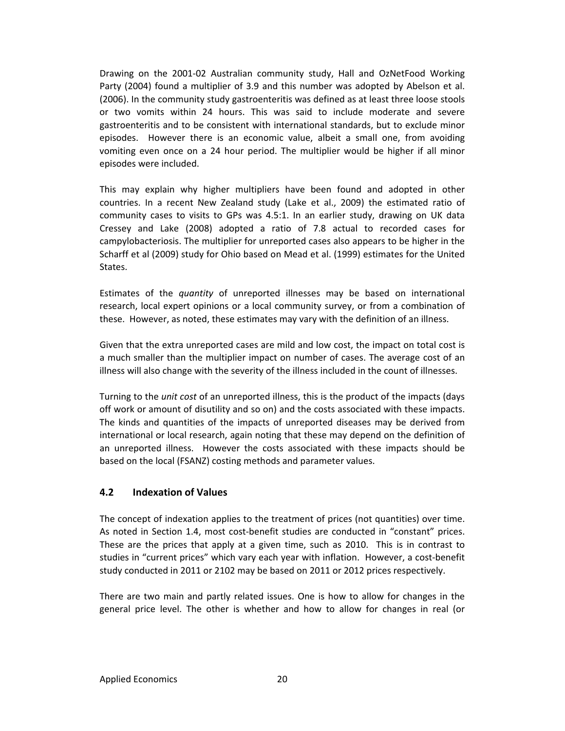Drawing on the 2001-02 Australian community study, Hall and OzNetFood Working Party (2004) found a multiplier of 3.9 and this number was adopted by Abelson et al. (2006). In the community study gastroenteritis was defined as at least three loose stools or two vomits within 24 hours. This was said to include moderate and severe gastroenteritis and to be consistent with international standards, but to exclude minor episodes. However there is an economic value, albeit a small one, from avoiding vomiting even once on a 24 hour period. The multiplier would be higher if all minor episodes were included.

This may explain why higher multipliers have been found and adopted in other countries. In a recent New Zealand study (Lake et al., 2009) the estimated ratio of community cases to visits to GPs was 4.5:1. In an earlier study, drawing on UK data Cressey and Lake (2008) adopted a ratio of 7.8 actual to recorded cases for campylobacteriosis. The multiplier for unreported cases also appears to be higher in the Scharff et al (2009) study for Ohio based on Mead et al. (1999) estimates for the United States.

Estimates of the *quantity* of unreported illnesses may be based on international research, local expert opinions or a local community survey, or from a combination of these. However, as noted, these estimates may vary with the definition of an illness.

Given that the extra unreported cases are mild and low cost, the impact on total cost is a much smaller than the multiplier impact on number of cases. The average cost of an illness will also change with the severity of the illness included in the count of illnesses.

Turning to the *unit cost* of an unreported illness, this is the product of the impacts (days off work or amount of disutility and so on) and the costs associated with these impacts. The kinds and quantities of the impacts of unreported diseases may be derived from international or local research, again noting that these may depend on the definition of an unreported illness. However the costs associated with these impacts should be based on the local (FSANZ) costing methods and parameter values.

## 4.2 Indexation of Values

The concept of indexation applies to the treatment of prices (not quantities) over time. As noted in Section 1.4, most cost-benefit studies are conducted in "constant" prices. These are the prices that apply at a given time, such as 2010. This is in contrast to studies in "current prices" which vary each year with inflation. However, a cost-benefit study conducted in 2011 or 2102 may be based on 2011 or 2012 prices respectively.

There are two main and partly related issues. One is how to allow for changes in the general price level. The other is whether and how to allow for changes in real (or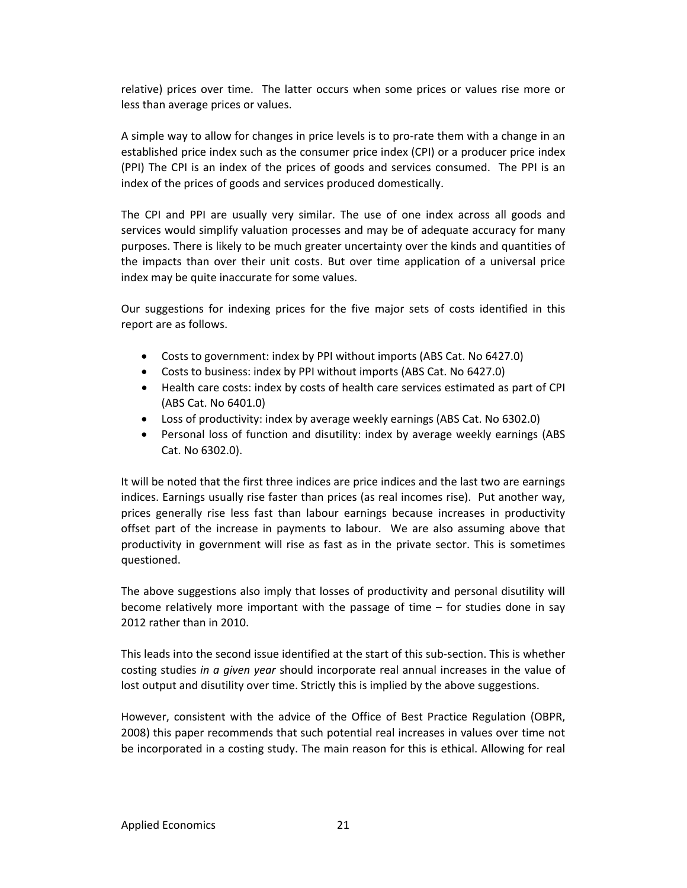relative) prices over time. The latter occurs when some prices or values rise more or less than average prices or values.

A simple way to allow for changes in price levels is to pro-rate them with a change in an established price index such as the consumer price index (CPI) or a producer price index (PPI) The CPI is an index of the prices of goods and services consumed. The PPI is an index of the prices of goods and services produced domestically.

The CPI and PPI are usually very similar. The use of one index across all goods and services would simplify valuation processes and may be of adequate accuracy for many purposes. There is likely to be much greater uncertainty over the kinds and quantities of the impacts than over their unit costs. But over time application of a universal price index may be quite inaccurate for some values.

Our suggestions for indexing prices for the five major sets of costs identified in this report are as follows.

- Costs to government: index by PPI without imports (ABS Cat. No 6427.0)
- Costs to business: index by PPI without imports (ABS Cat. No 6427.0)
- Health care costs: index by costs of health care services estimated as part of CPI (ABS Cat. No 6401.0)
- Loss of productivity: index by average weekly earnings (ABS Cat. No 6302.0)
- Personal loss of function and disutility: index by average weekly earnings (ABS Cat. No 6302.0).

It will be noted that the first three indices are price indices and the last two are earnings indices. Earnings usually rise faster than prices (as real incomes rise). Put another way, prices generally rise less fast than labour earnings because increases in productivity offset part of the increase in payments to labour. We are also assuming above that productivity in government will rise as fast as in the private sector. This is sometimes questioned.

The above suggestions also imply that losses of productivity and personal disutility will become relatively more important with the passage of time – for studies done in say 2012 rather than in 2010.

This leads into the second issue identified at the start of this sub-section. This is whether costing studies *in a given year* should incorporate real annual increases in the value of lost output and disutility over time. Strictly this is implied by the above suggestions.

However, consistent with the advice of the Office of Best Practice Regulation (OBPR, 2008) this paper recommends that such potential real increases in values over time not be incorporated in a costing study. The main reason for this is ethical. Allowing for real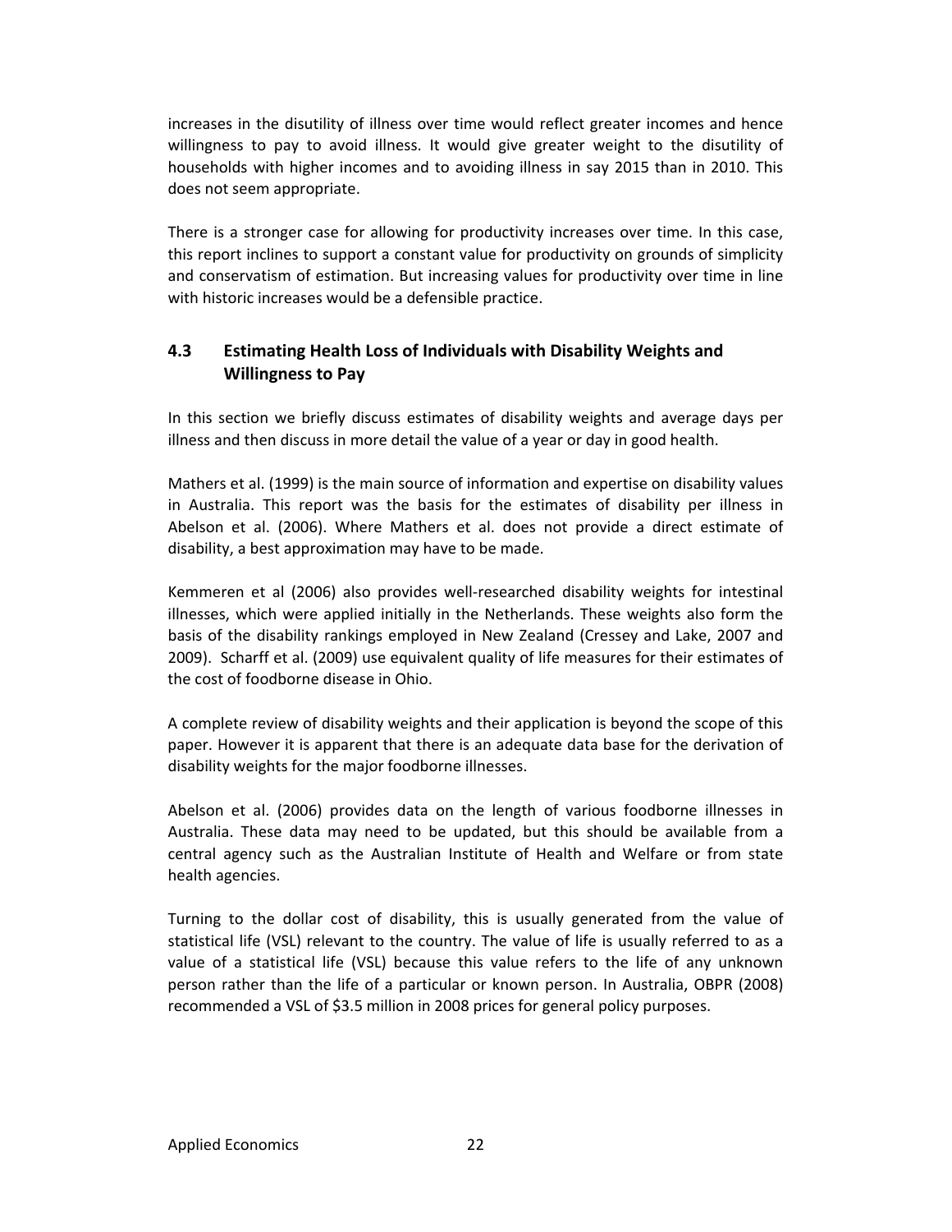increases in the disutility of illness over time would reflect greater incomes and hence willingness to pay to avoid illness. It would give greater weight to the disutility of households with higher incomes and to avoiding illness in say 2015 than in 2010. This does not seem appropriate.

There is a stronger case for allowing for productivity increases over time. In this case, this report inclines to support a constant value for productivity on grounds of simplicity and conservatism of estimation. But increasing values for productivity over time in line with historic increases would be a defensible practice.

## 4.3 Estimating Health Loss of Individuals with Disability Weights and Willingness to Pay

In this section we briefly discuss estimates of disability weights and average days per illness and then discuss in more detail the value of a year or day in good health.

Mathers et al. (1999) is the main source of information and expertise on disability values in Australia. This report was the basis for the estimates of disability per illness in Abelson et al. (2006). Where Mathers et al. does not provide a direct estimate of disability, a best approximation may have to be made.

Kemmeren et al (2006) also provides well-researched disability weights for intestinal illnesses, which were applied initially in the Netherlands. These weights also form the basis of the disability rankings employed in New Zealand (Cressey and Lake, 2007 and 2009). Scharff et al. (2009) use equivalent quality of life measures for their estimates of the cost of foodborne disease in Ohio.

A complete review of disability weights and their application is beyond the scope of this paper. However it is apparent that there is an adequate data base for the derivation of disability weights for the major foodborne illnesses.

Abelson et al. (2006) provides data on the length of various foodborne illnesses in Australia. These data may need to be updated, but this should be available from a central agency such as the Australian Institute of Health and Welfare or from state health agencies.

Turning to the dollar cost of disability, this is usually generated from the value of statistical life (VSL) relevant to the country. The value of life is usually referred to as a value of a statistical life (VSL) because this value refers to the life of any unknown person rather than the life of a particular or known person. In Australia, OBPR (2008) recommended a VSL of $3.5 million in 2008 prices for general policy purposes.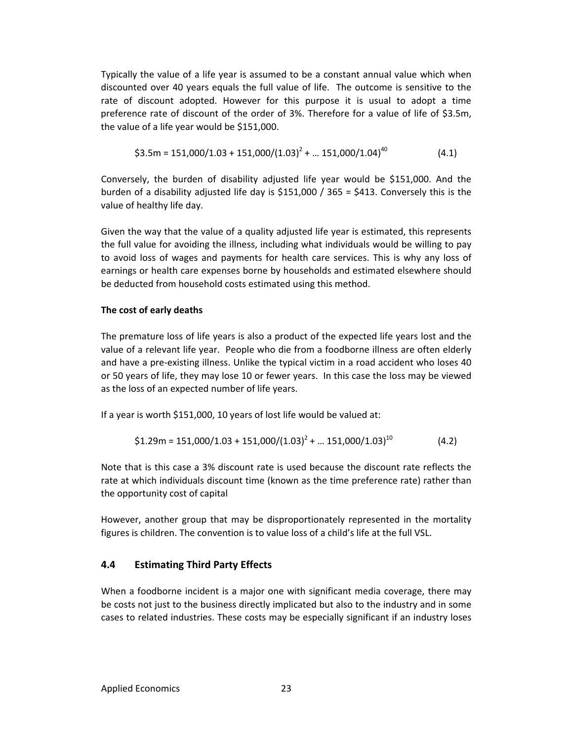Typically the value of a life year is assumed to be a constant annual value which when discounted over 40 years equals the full value of life. The outcome is sensitive to the rate of discount adopted. However for this purpose it is usual to adopt a time preference rate of discount of the order of 3%. Therefore for a value of life of \$3.5m, the value of a life year would be \$151,000.

$$\$3.5\text{m} = 151{,}000/1.03 + 151{,}000/(1.03)^2 + \ldots\ 151{,}000/1.04)^{40} \qquad (4.1)$$

Conversely, the burden of disability adjusted life year would be \$151,000. And the burden of a disability adjusted life day is \$151,000 / 365 = \$413. Conversely this is the value of healthy life day.

Given the way that the value of a quality adjusted life year is estimated, this represents the full value for avoiding the illness, including what individuals would be willing to pay to avoid loss of wages and payments for health care services. This is why any loss of earnings or health care expenses borne by households and estimated elsewhere should be deducted from household costs estimated using this method.

**The cost of early deaths**

The premature loss of life years is also a product of the expected life years lost and the value of a relevant life year. People who die from a foodborne illness are often elderly and have a pre-existing illness. Unlike the typical victim in a road accident who loses 40 or 50 years of life, they may lose 10 or fewer years. In this case the loss may be viewed as the loss of an expected number of life years.

If a year is worth \$151,000, 10 years of lost life would be valued at:

$$\$1.29\text{m} = 151{,}000/1.03 + 151{,}000/(1.03)^2 + \ldots\ 151{,}000/1.03)^{10} \qquad (4.2)$$

Note that is this case a 3% discount rate is used because the discount rate reflects the rate at which individuals discount time (known as the time preference rate) rather than the opportunity cost of capital

However, another group that may be disproportionately represented in the mortality figures is children. The convention is to value loss of a child's life at the full VSL.

## 4.4 Estimating Third Party Effects

When a foodborne incident is a major one with significant media coverage, there may be costs not just to the business directly implicated but also to the industry and in some cases to related industries. These costs may be especially significant if an industry loses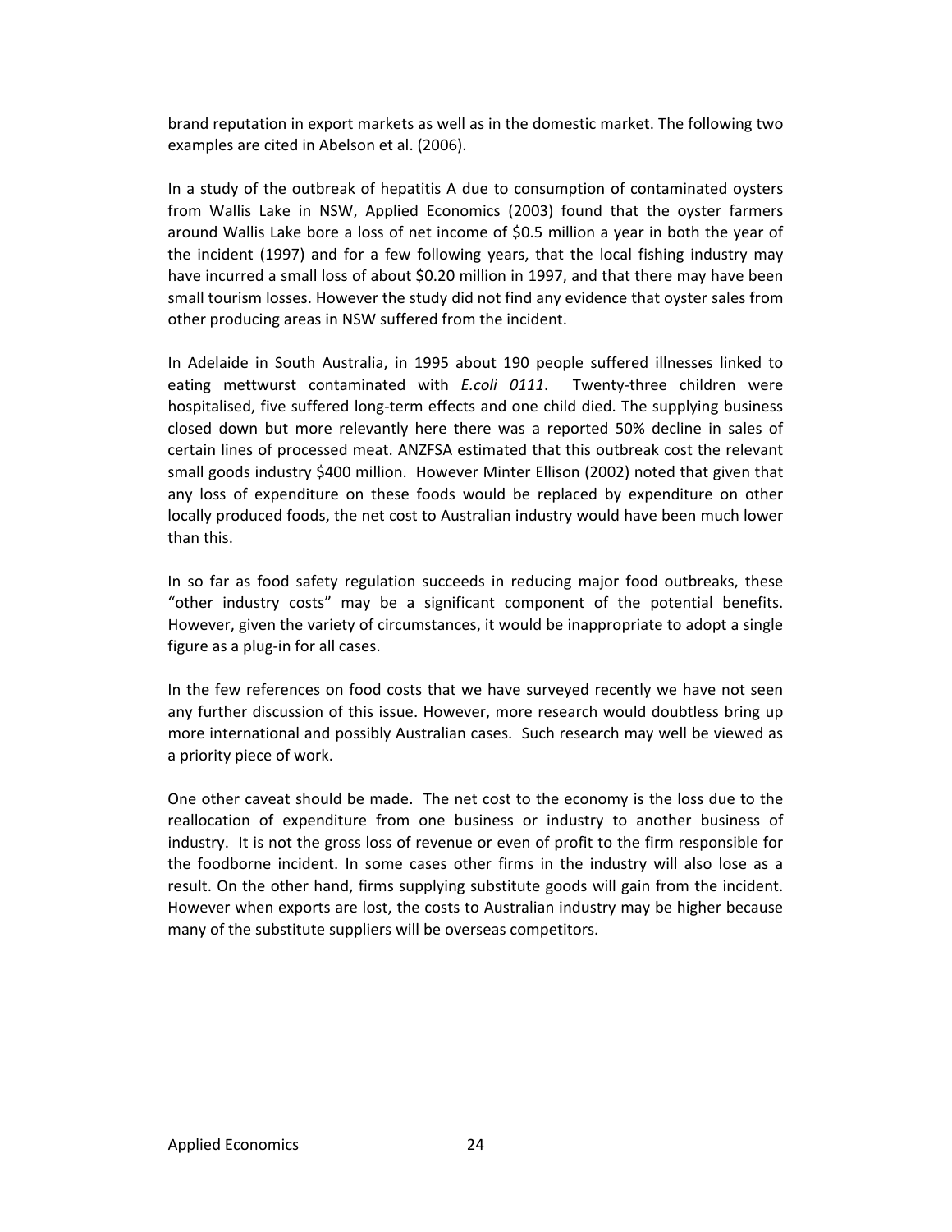brand reputation in export markets as well as in the domestic market. The following two examples are cited in Abelson et al. (2006).

In a study of the outbreak of hepatitis A due to consumption of contaminated oysters from Wallis Lake in NSW, Applied Economics (2003) found that the oyster farmers around Wallis Lake bore a loss of net income of $0.5 million a year in both the year of the incident (1997) and for a few following years, that the local fishing industry may have incurred a small loss of about $0.20 million in 1997, and that there may have been small tourism losses. However the study did not find any evidence that oyster sales from other producing areas in NSW suffered from the incident.

In Adelaide in South Australia, in 1995 about 190 people suffered illnesses linked to eating mettwurst contaminated with *E.coli 0111*. Twenty-three children were hospitalised, five suffered long-term effects and one child died. The supplying business closed down but more relevantly here there was a reported 50% decline in sales of certain lines of processed meat. ANZFSA estimated that this outbreak cost the relevant small goods industry $400 million. However Minter Ellison (2002) noted that given that any loss of expenditure on these foods would be replaced by expenditure on other locally produced foods, the net cost to Australian industry would have been much lower than this.

In so far as food safety regulation succeeds in reducing major food outbreaks, these "other industry costs" may be a significant component of the potential benefits. However, given the variety of circumstances, it would be inappropriate to adopt a single figure as a plug-in for all cases.

In the few references on food costs that we have surveyed recently we have not seen any further discussion of this issue. However, more research would doubtless bring up more international and possibly Australian cases. Such research may well be viewed as a priority piece of work.

One other caveat should be made. The net cost to the economy is the loss due to the reallocation of expenditure from one business or industry to another business of industry. It is not the gross loss of revenue or even of profit to the firm responsible for the foodborne incident. In some cases other firms in the industry will also lose as a result. On the other hand, firms supplying substitute goods will gain from the incident. However when exports are lost, the costs to Australian industry may be higher because many of the substitute suppliers will be overseas competitors.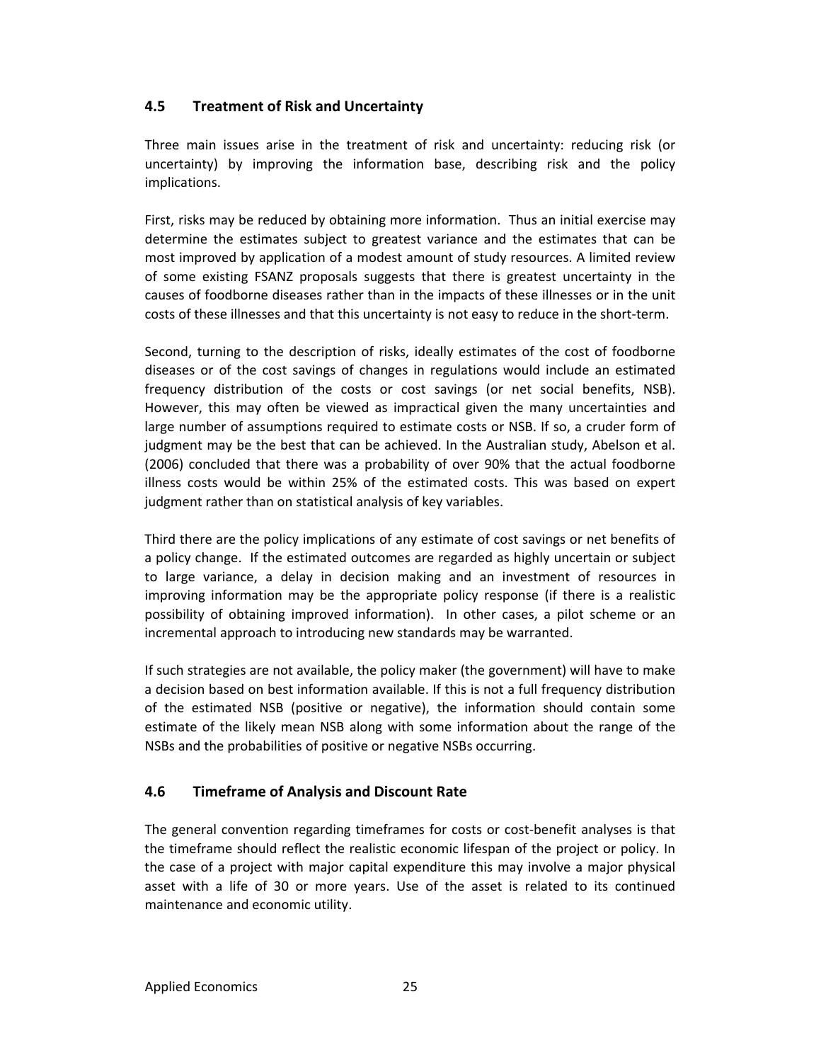## 4.5 Treatment of Risk and Uncertainty

Three main issues arise in the treatment of risk and uncertainty: reducing risk (or uncertainty) by improving the information base, describing risk and the policy implications.

First, risks may be reduced by obtaining more information. Thus an initial exercise may determine the estimates subject to greatest variance and the estimates that can be most improved by application of a modest amount of study resources. A limited review of some existing FSANZ proposals suggests that there is greatest uncertainty in the causes of foodborne diseases rather than in the impacts of these illnesses or in the unit costs of these illnesses and that this uncertainty is not easy to reduce in the short-term.

Second, turning to the description of risks, ideally estimates of the cost of foodborne diseases or of the cost savings of changes in regulations would include an estimated frequency distribution of the costs or cost savings (or net social benefits, NSB). However, this may often be viewed as impractical given the many uncertainties and large number of assumptions required to estimate costs or NSB. If so, a cruder form of judgment may be the best that can be achieved. In the Australian study, Abelson et al. (2006) concluded that there was a probability of over 90% that the actual foodborne illness costs would be within 25% of the estimated costs. This was based on expert judgment rather than on statistical analysis of key variables.

Third there are the policy implications of any estimate of cost savings or net benefits of a policy change. If the estimated outcomes are regarded as highly uncertain or subject to large variance, a delay in decision making and an investment of resources in improving information may be the appropriate policy response (if there is a realistic possibility of obtaining improved information). In other cases, a pilot scheme or an incremental approach to introducing new standards may be warranted.

If such strategies are not available, the policy maker (the government) will have to make a decision based on best information available. If this is not a full frequency distribution of the estimated NSB (positive or negative), the information should contain some estimate of the likely mean NSB along with some information about the range of the NSBs and the probabilities of positive or negative NSBs occurring.

## 4.6 Timeframe of Analysis and Discount Rate

The general convention regarding timeframes for costs or cost-benefit analyses is that the timeframe should reflect the realistic economic lifespan of the project or policy. In the case of a project with major capital expenditure this may involve a major physical asset with a life of 30 or more years. Use of the asset is related to its continued maintenance and economic utility.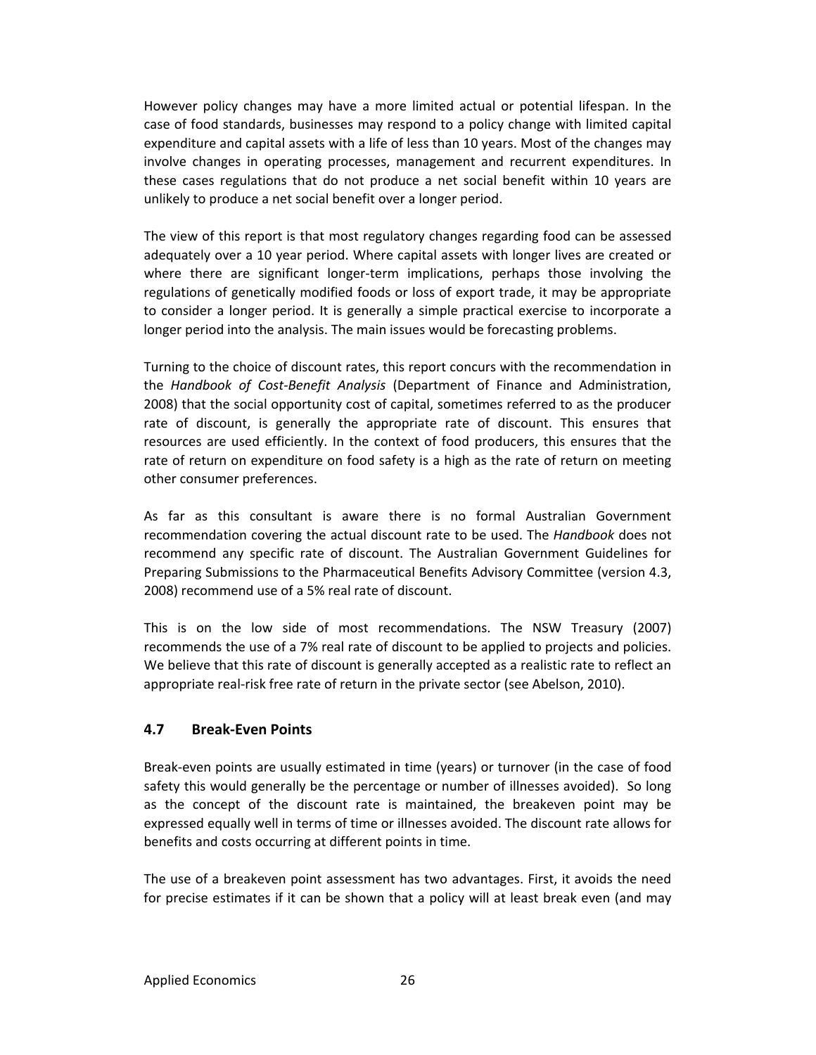However policy changes may have a more limited actual or potential lifespan. In the case of food standards, businesses may respond to a policy change with limited capital expenditure and capital assets with a life of less than 10 years. Most of the changes may involve changes in operating processes, management and recurrent expenditures. In these cases regulations that do not produce a net social benefit within 10 years are unlikely to produce a net social benefit over a longer period.

The view of this report is that most regulatory changes regarding food can be assessed adequately over a 10 year period. Where capital assets with longer lives are created or where there are significant longer-term implications, perhaps those involving the regulations of genetically modified foods or loss of export trade, it may be appropriate to consider a longer period. It is generally a simple practical exercise to incorporate a longer period into the analysis. The main issues would be forecasting problems.

Turning to the choice of discount rates, this report concurs with the recommendation in the *Handbook of Cost-Benefit Analysis* (Department of Finance and Administration, 2008) that the social opportunity cost of capital, sometimes referred to as the producer rate of discount, is generally the appropriate rate of discount. This ensures that resources are used efficiently. In the context of food producers, this ensures that the rate of return on expenditure on food safety is a high as the rate of return on meeting other consumer preferences.

As far as this consultant is aware there is no formal Australian Government recommendation covering the actual discount rate to be used. The *Handbook* does not recommend any specific rate of discount. The Australian Government Guidelines for Preparing Submissions to the Pharmaceutical Benefits Advisory Committee (version 4.3, 2008) recommend use of a 5% real rate of discount.

This is on the low side of most recommendations. The NSW Treasury (2007) recommends the use of a 7% real rate of discount to be applied to projects and policies. We believe that this rate of discount is generally accepted as a realistic rate to reflect an appropriate real-risk free rate of return in the private sector (see Abelson, 2010).

### 4.7 Break-Even Points

Break-even points are usually estimated in time (years) or turnover (in the case of food safety this would generally be the percentage or number of illnesses avoided). So long as the concept of the discount rate is maintained, the breakeven point may be expressed equally well in terms of time or illnesses avoided. The discount rate allows for benefits and costs occurring at different points in time.

The use of a breakeven point assessment has two advantages. First, it avoids the need for precise estimates if it can be shown that a policy will at least break even (and may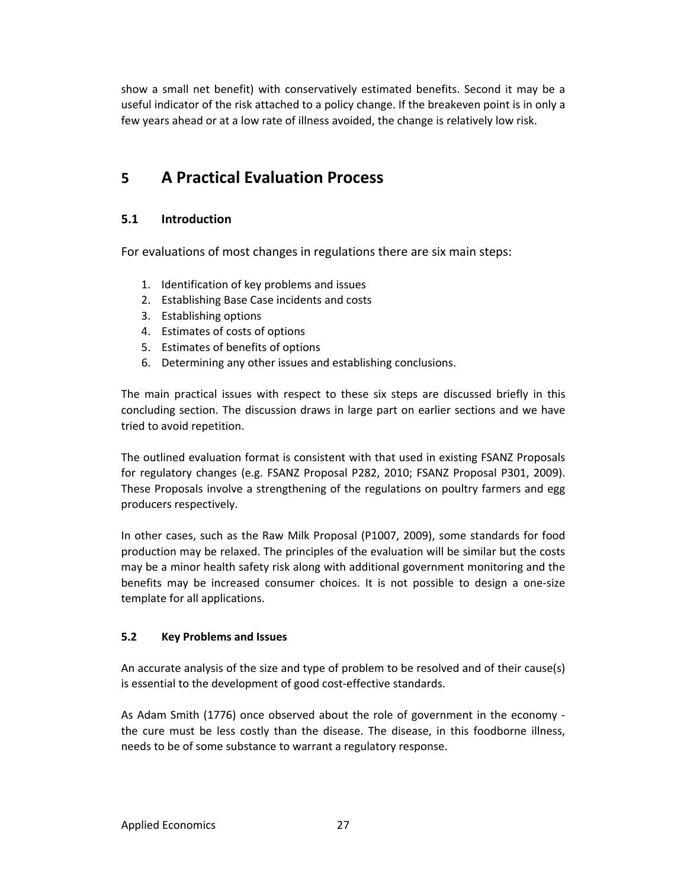show a small net benefit) with conservatively estimated benefits. Second it may be a useful indicator of the risk attached to a policy change. If the breakeven point is in only a few years ahead or at a low rate of illness avoided, the change is relatively low risk.

# 5 A Practical Evaluation Process

## 5.1 Introduction

For evaluations of most changes in regulations there are six main steps:

1. Identification of key problems and issues
2. Establishing Base Case incidents and costs
3. Establishing options
4. Estimates of costs of options
5. Estimates of benefits of options
6. Determining any other issues and establishing conclusions.

The main practical issues with respect to these six steps are discussed briefly in this concluding section. The discussion draws in large part on earlier sections and we have tried to avoid repetition.

The outlined evaluation format is consistent with that used in existing FSANZ Proposals for regulatory changes (e.g. FSANZ Proposal P282, 2010; FSANZ Proposal P301, 2009). These Proposals involve a strengthening of the regulations on poultry farmers and egg producers respectively.

In other cases, such as the Raw Milk Proposal (P1007, 2009), some standards for food production may be relaxed. The principles of the evaluation will be similar but the costs may be a minor health safety risk along with additional government monitoring and the benefits may be increased consumer choices. It is not possible to design a one-size template for all applications.

### 5.2 Key Problems and Issues

An accurate analysis of the size and type of problem to be resolved and of their cause(s) is essential to the development of good cost-effective standards.

As Adam Smith (1776) once observed about the role of government in the economy - the cure must be less costly than the disease. The disease, in this foodborne illness, needs to be of some substance to warrant a regulatory response.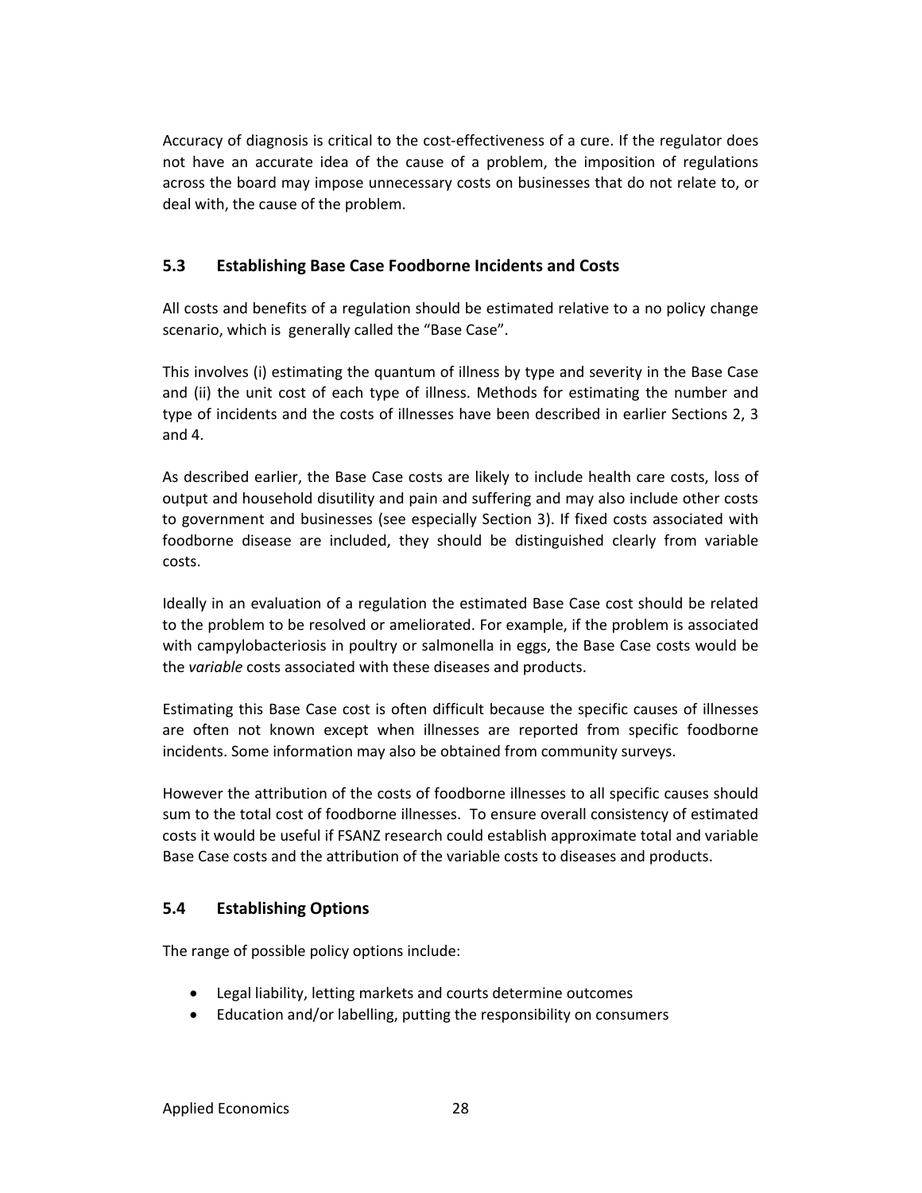Accuracy of diagnosis is critical to the cost-effectiveness of a cure. If the regulator does not have an accurate idea of the cause of a problem, the imposition of regulations across the board may impose unnecessary costs on businesses that do not relate to, or deal with, the cause of the problem.

## 5.3 Establishing Base Case Foodborne Incidents and Costs

All costs and benefits of a regulation should be estimated relative to a no policy change scenario, which is generally called the "Base Case".

This involves (i) estimating the quantum of illness by type and severity in the Base Case and (ii) the unit cost of each type of illness. Methods for estimating the number and type of incidents and the costs of illnesses have been described in earlier Sections 2, 3 and 4.

As described earlier, the Base Case costs are likely to include health care costs, loss of output and household disutility and pain and suffering and may also include other costs to government and businesses (see especially Section 3). If fixed costs associated with foodborne disease are included, they should be distinguished clearly from variable costs.

Ideally in an evaluation of a regulation the estimated Base Case cost should be related to the problem to be resolved or ameliorated. For example, if the problem is associated with campylobacteriosis in poultry or salmonella in eggs, the Base Case costs would be the *variable* costs associated with these diseases and products.

Estimating this Base Case cost is often difficult because the specific causes of illnesses are often not known except when illnesses are reported from specific foodborne incidents. Some information may also be obtained from community surveys.

However the attribution of the costs of foodborne illnesses to all specific causes should sum to the total cost of foodborne illnesses. To ensure overall consistency of estimated costs it would be useful if FSANZ research could establish approximate total and variable Base Case costs and the attribution of the variable costs to diseases and products.

## 5.4 Establishing Options

The range of possible policy options include:

- Legal liability, letting markets and courts determine outcomes
- Education and/or labelling, putting the responsibility on consumers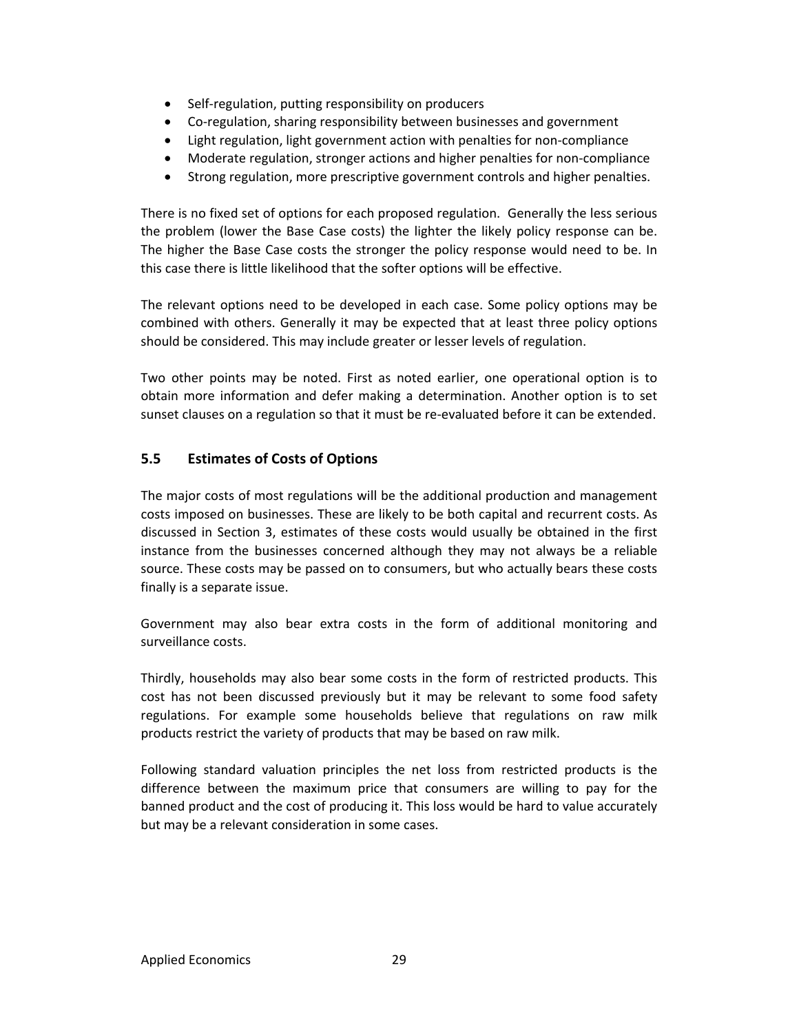- Self-regulation, putting responsibility on producers
- Co-regulation, sharing responsibility between businesses and government
- Light regulation, light government action with penalties for non-compliance
- Moderate regulation, stronger actions and higher penalties for non-compliance
- Strong regulation, more prescriptive government controls and higher penalties.

There is no fixed set of options for each proposed regulation. Generally the less serious the problem (lower the Base Case costs) the lighter the likely policy response can be. The higher the Base Case costs the stronger the policy response would need to be. In this case there is little likelihood that the softer options will be effective.

The relevant options need to be developed in each case. Some policy options may be combined with others. Generally it may be expected that at least three policy options should be considered. This may include greater or lesser levels of regulation.

Two other points may be noted. First as noted earlier, one operational option is to obtain more information and defer making a determination. Another option is to set sunset clauses on a regulation so that it must be re-evaluated before it can be extended.

## 5.5 Estimates of Costs of Options

The major costs of most regulations will be the additional production and management costs imposed on businesses. These are likely to be both capital and recurrent costs. As discussed in Section 3, estimates of these costs would usually be obtained in the first instance from the businesses concerned although they may not always be a reliable source. These costs may be passed on to consumers, but who actually bears these costs finally is a separate issue.

Government may also bear extra costs in the form of additional monitoring and surveillance costs.

Thirdly, households may also bear some costs in the form of restricted products. This cost has not been discussed previously but it may be relevant to some food safety regulations. For example some households believe that regulations on raw milk products restrict the variety of products that may be based on raw milk.

Following standard valuation principles the net loss from restricted products is the difference between the maximum price that consumers are willing to pay for the banned product and the cost of producing it. This loss would be hard to value accurately but may be a relevant consideration in some cases.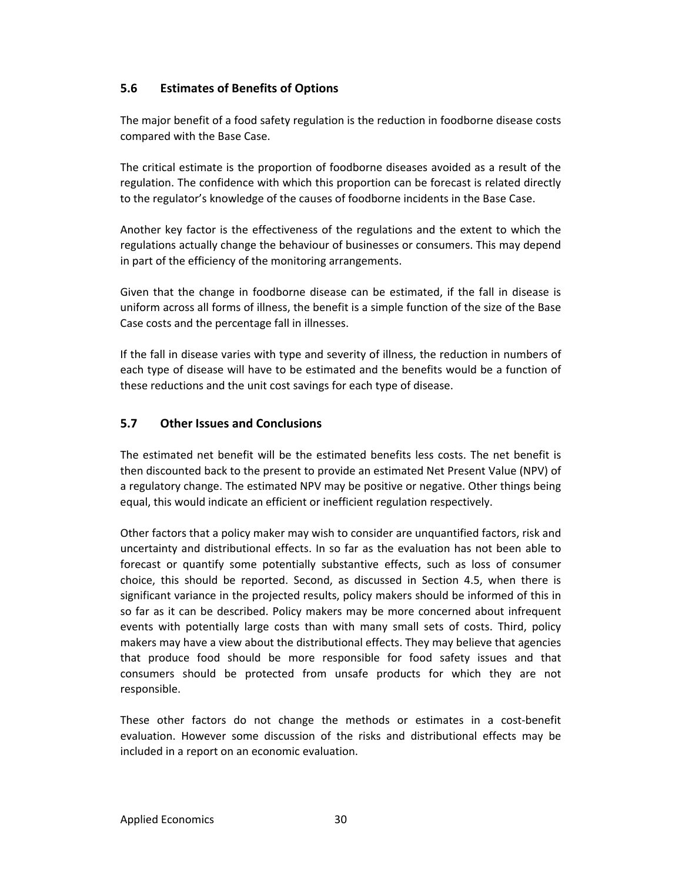## 5.6 Estimates of Benefits of Options

The major benefit of a food safety regulation is the reduction in foodborne disease costs compared with the Base Case.

The critical estimate is the proportion of foodborne diseases avoided as a result of the regulation. The confidence with which this proportion can be forecast is related directly to the regulator's knowledge of the causes of foodborne incidents in the Base Case.

Another key factor is the effectiveness of the regulations and the extent to which the regulations actually change the behaviour of businesses or consumers. This may depend in part of the efficiency of the monitoring arrangements.

Given that the change in foodborne disease can be estimated, if the fall in disease is uniform across all forms of illness, the benefit is a simple function of the size of the Base Case costs and the percentage fall in illnesses.

If the fall in disease varies with type and severity of illness, the reduction in numbers of each type of disease will have to be estimated and the benefits would be a function of these reductions and the unit cost savings for each type of disease.

## 5.7 Other Issues and Conclusions

The estimated net benefit will be the estimated benefits less costs. The net benefit is then discounted back to the present to provide an estimated Net Present Value (NPV) of a regulatory change. The estimated NPV may be positive or negative. Other things being equal, this would indicate an efficient or inefficient regulation respectively.

Other factors that a policy maker may wish to consider are unquantified factors, risk and uncertainty and distributional effects. In so far as the evaluation has not been able to forecast or quantify some potentially substantive effects, such as loss of consumer choice, this should be reported. Second, as discussed in Section 4.5, when there is significant variance in the projected results, policy makers should be informed of this in so far as it can be described. Policy makers may be more concerned about infrequent events with potentially large costs than with many small sets of costs. Third, policy makers may have a view about the distributional effects. They may believe that agencies that produce food should be more responsible for food safety issues and that consumers should be protected from unsafe products for which they are not responsible.

These other factors do not change the methods or estimates in a cost-benefit evaluation. However some discussion of the risks and distributional effects may be included in a report on an economic evaluation.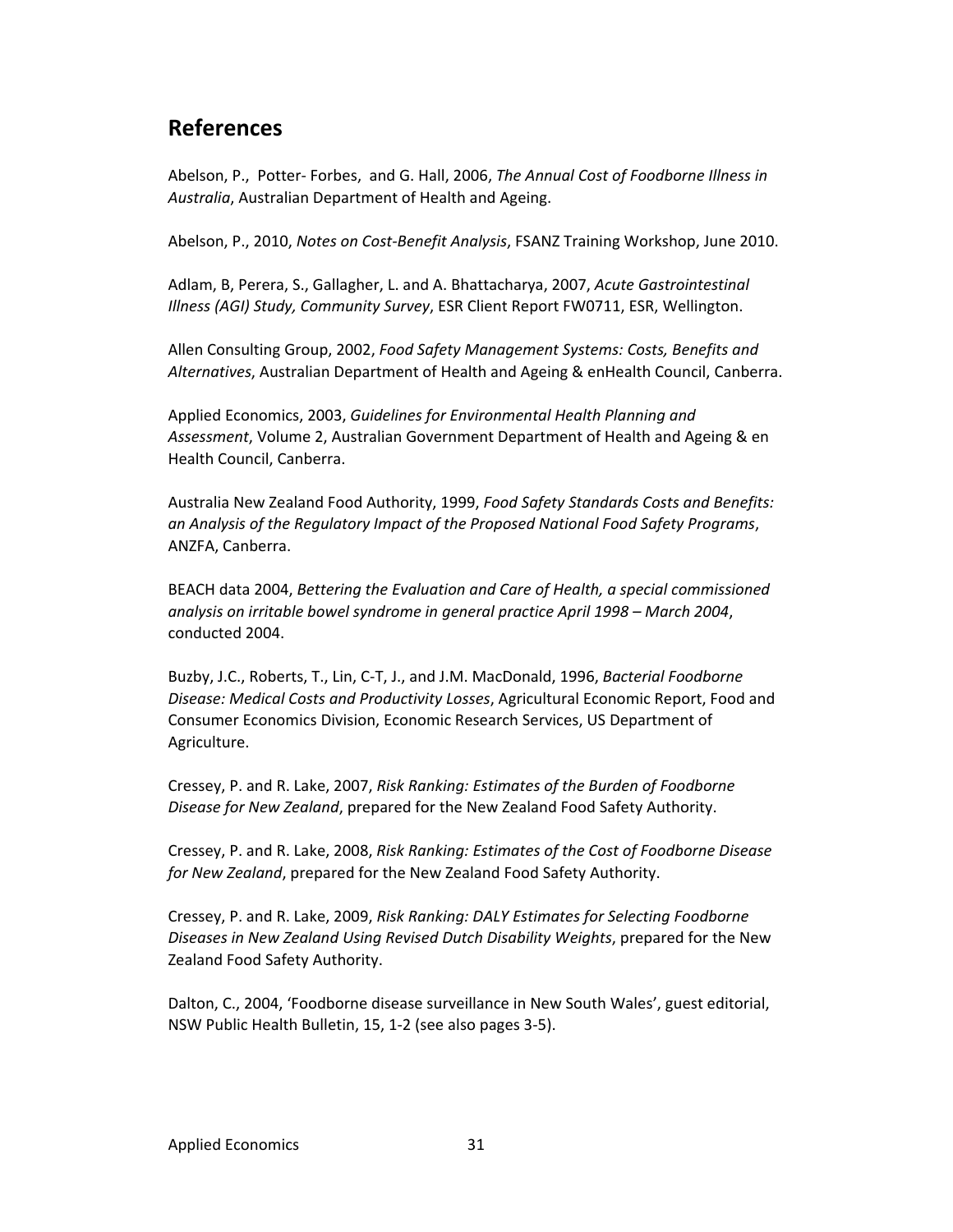## References

Abelson, P., Potter- Forbes, and G. Hall, 2006, *The Annual Cost of Foodborne Illness in Australia*, Australian Department of Health and Ageing.

Abelson, P., 2010, *Notes on Cost-Benefit Analysis*, FSANZ Training Workshop, June 2010.

Adlam, B, Perera, S., Gallagher, L. and A. Bhattacharya, 2007, *Acute Gastrointestinal Illness (AGI) Study, Community Survey*, ESR Client Report FW0711, ESR, Wellington.

Allen Consulting Group, 2002, *Food Safety Management Systems: Costs, Benefits and Alternatives*, Australian Department of Health and Ageing & enHealth Council, Canberra.

Applied Economics, 2003, *Guidelines for Environmental Health Planning and Assessment*, Volume 2, Australian Government Department of Health and Ageing & en Health Council, Canberra.

Australia New Zealand Food Authority, 1999, *Food Safety Standards Costs and Benefits: an Analysis of the Regulatory Impact of the Proposed National Food Safety Programs*, ANZFA, Canberra.

BEACH data 2004, *Bettering the Evaluation and Care of Health, a special commissioned analysis on irritable bowel syndrome in general practice April 1998 – March 2004*, conducted 2004.

Buzby, J.C., Roberts, T., Lin, C-T, J., and J.M. MacDonald, 1996, *Bacterial Foodborne Disease: Medical Costs and Productivity Losses*, Agricultural Economic Report, Food and Consumer Economics Division, Economic Research Services, US Department of Agriculture.

Cressey, P. and R. Lake, 2007, *Risk Ranking: Estimates of the Burden of Foodborne Disease for New Zealand*, prepared for the New Zealand Food Safety Authority.

Cressey, P. and R. Lake, 2008, *Risk Ranking: Estimates of the Cost of Foodborne Disease for New Zealand*, prepared for the New Zealand Food Safety Authority.

Cressey, P. and R. Lake, 2009, *Risk Ranking: DALY Estimates for Selecting Foodborne Diseases in New Zealand Using Revised Dutch Disability Weights*, prepared for the New Zealand Food Safety Authority.

Dalton, C., 2004, 'Foodborne disease surveillance in New South Wales', guest editorial, NSW Public Health Bulletin, 15, 1-2 (see also pages 3-5).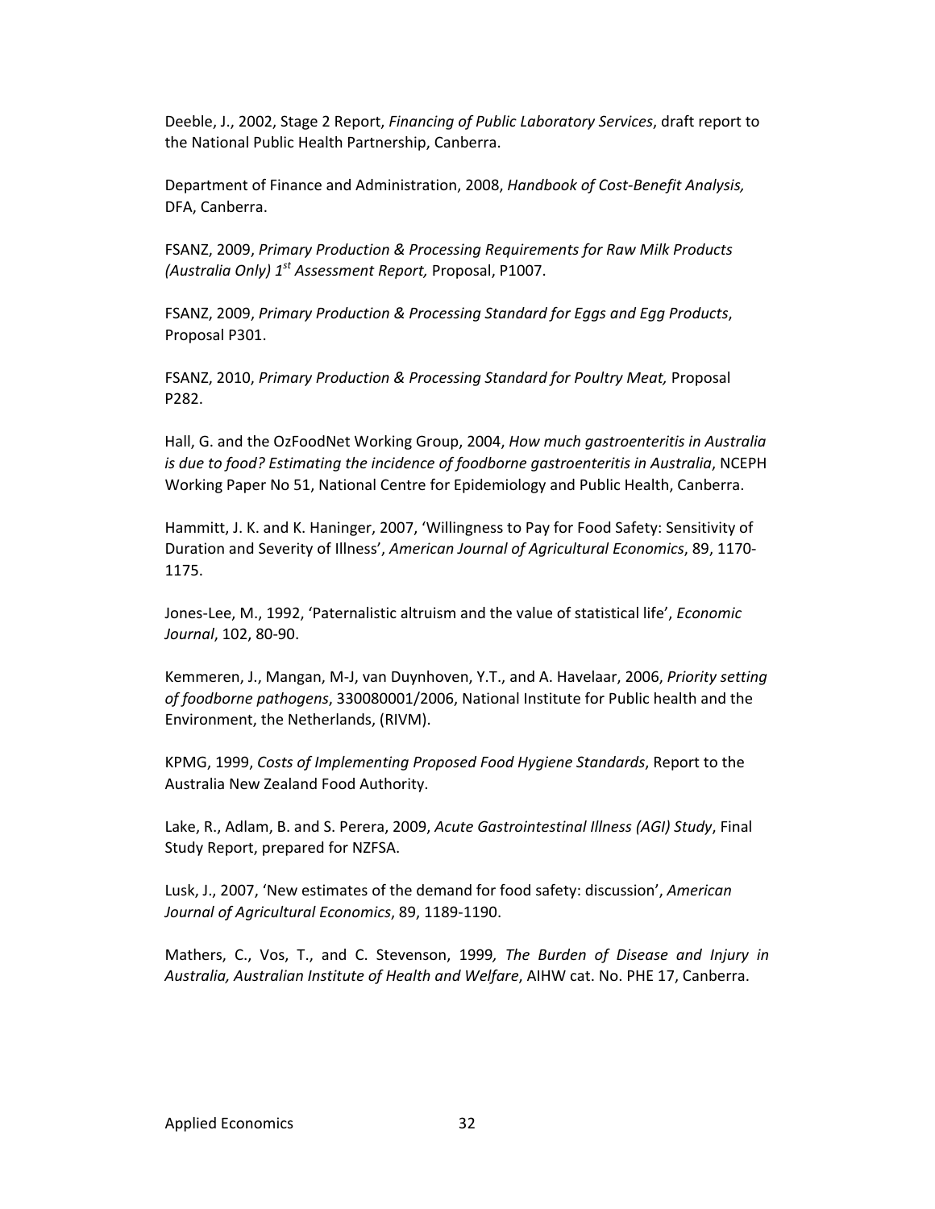Deeble, J., 2002, Stage 2 Report, *Financing of Public Laboratory Services*, draft report to the National Public Health Partnership, Canberra.

Department of Finance and Administration, 2008, *Handbook of Cost-Benefit Analysis,* DFA, Canberra.

FSANZ, 2009, *Primary Production & Processing Requirements for Raw Milk Products (Australia Only) 1st Assessment Report,* Proposal, P1007.

FSANZ, 2009, *Primary Production & Processing Standard for Eggs and Egg Products*, Proposal P301.

FSANZ, 2010, *Primary Production & Processing Standard for Poultry Meat,* Proposal P282.

Hall, G. and the OzFoodNet Working Group, 2004, *How much gastroenteritis in Australia is due to food? Estimating the incidence of foodborne gastroenteritis in Australia*, NCEPH Working Paper No 51, National Centre for Epidemiology and Public Health, Canberra.

Hammitt, J. K. and K. Haninger, 2007, 'Willingness to Pay for Food Safety: Sensitivity of Duration and Severity of Illness', *American Journal of Agricultural Economics*, 89, 1170-1175.

Jones-Lee, M., 1992, 'Paternalistic altruism and the value of statistical life', *Economic Journal*, 102, 80-90.

Kemmeren, J., Mangan, M-J, van Duynhoven, Y.T., and A. Havelaar, 2006, *Priority setting of foodborne pathogens*, 330080001/2006, National Institute for Public health and the Environment, the Netherlands, (RIVM).

KPMG, 1999, *Costs of Implementing Proposed Food Hygiene Standards*, Report to the Australia New Zealand Food Authority.

Lake, R., Adlam, B. and S. Perera, 2009, *Acute Gastrointestinal Illness (AGI) Study*, Final Study Report, prepared for NZFSA.

Lusk, J., 2007, 'New estimates of the demand for food safety: discussion', *American Journal of Agricultural Economics*, 89, 1189-1190.

Mathers, C., Vos, T., and C. Stevenson, 1999*, The Burden of Disease and Injury in Australia, Australian Institute of Health and Welfare*, AIHW cat. No. PHE 17, Canberra.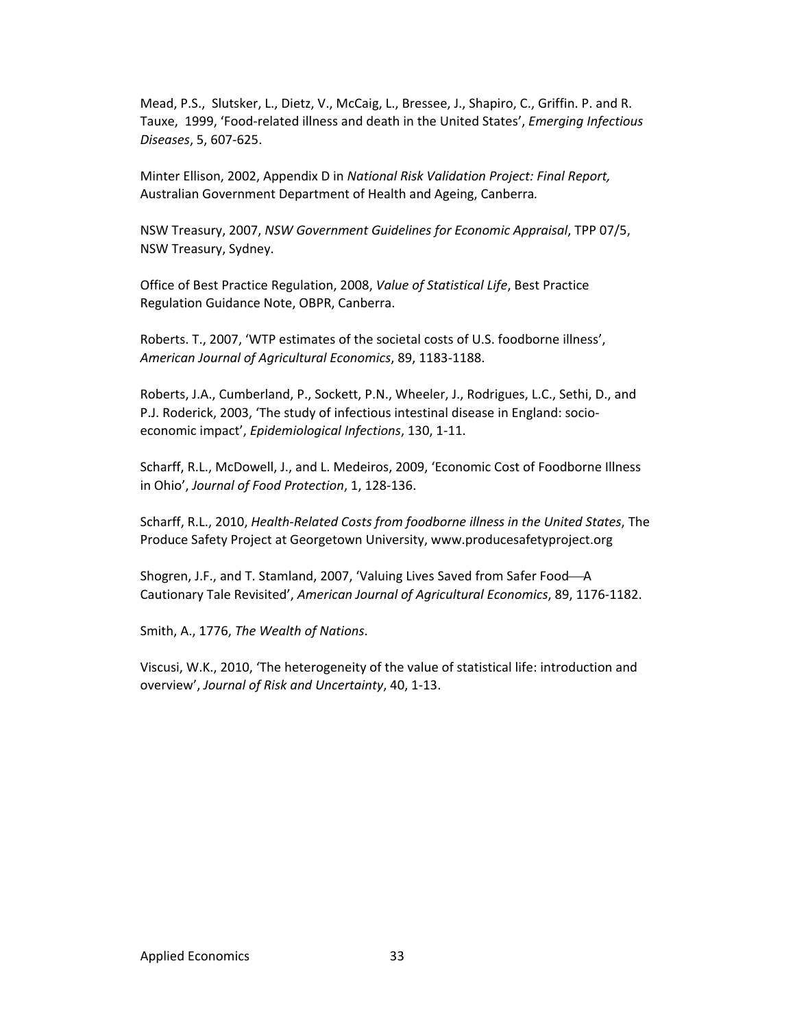Mead, P.S., Slutsker, L., Dietz, V., McCaig, L., Bressee, J., Shapiro, C., Griffin. P. and R. Tauxe, 1999, 'Food-related illness and death in the United States', *Emerging Infectious Diseases*, 5, 607-625.

Minter Ellison, 2002, Appendix D in *National Risk Validation Project: Final Report,* Australian Government Department of Health and Ageing, Canberra*.*

NSW Treasury, 2007, *NSW Government Guidelines for Economic Appraisal*, TPP 07/5, NSW Treasury, Sydney.

Office of Best Practice Regulation, 2008, *Value of Statistical Life*, Best Practice Regulation Guidance Note, OBPR, Canberra.

Roberts. T., 2007, 'WTP estimates of the societal costs of U.S. foodborne illness', *American Journal of Agricultural Economics*, 89, 1183-1188.

Roberts, J.A., Cumberland, P., Sockett, P.N., Wheeler, J., Rodrigues, L.C., Sethi, D., and P.J. Roderick, 2003, 'The study of infectious intestinal disease in England: socio-economic impact', *Epidemiological Infections*, 130, 1-11.

Scharff, R.L., McDowell, J., and L. Medeiros, 2009, 'Economic Cost of Foodborne Illness in Ohio', *Journal of Food Protection*, 1, 128-136.

Scharff, R.L., 2010, *Health-Related Costs from foodborne illness in the United States*, The Produce Safety Project at Georgetown University, www.producesafetyproject.org

Shogren, J.F., and T. Stamland, 2007, 'Valuing Lives Saved from Safer Food—A Cautionary Tale Revisited', *American Journal of Agricultural Economics*, 89, 1176-1182.

Smith, A., 1776, *The Wealth of Nations*.

Viscusi, W.K., 2010, 'The heterogeneity of the value of statistical life: introduction and overview', *Journal of Risk and Uncertainty*, 40, 1-13.